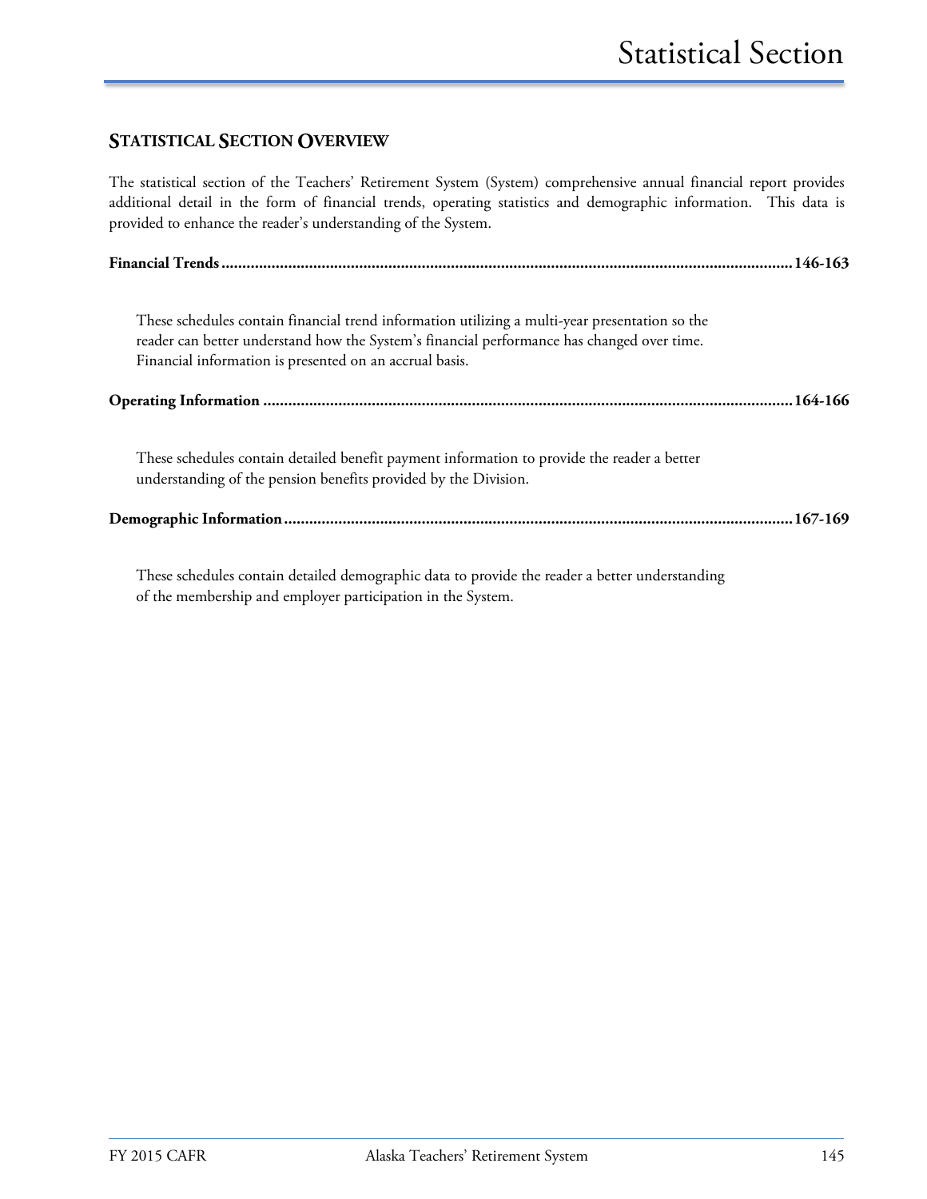# Statistical Section

## STATISTICAL SECTION OVERVIEW

The statistical section of the Teachers' Retirement System (System) comprehensive annual financial report provides additional detail in the form of financial trends, operating statistics and demographic information. This data is provided to enhance the reader's understanding of the System.

**Financial Trends ........................................................................................................................................ 146-163**

These schedules contain financial trend information utilizing a multi-year presentation so the reader can better understand how the System's financial performance has changed over time. Financial information is presented on an accrual basis.

**Operating Information .............................................................................................................................. 164-166**

These schedules contain detailed benefit payment information to provide the reader a better understanding of the pension benefits provided by the Division.

**Demographic Information ......................................................................................................................... 167-169**

These schedules contain detailed demographic data to provide the reader a better understanding of the membership and employer participation in the System.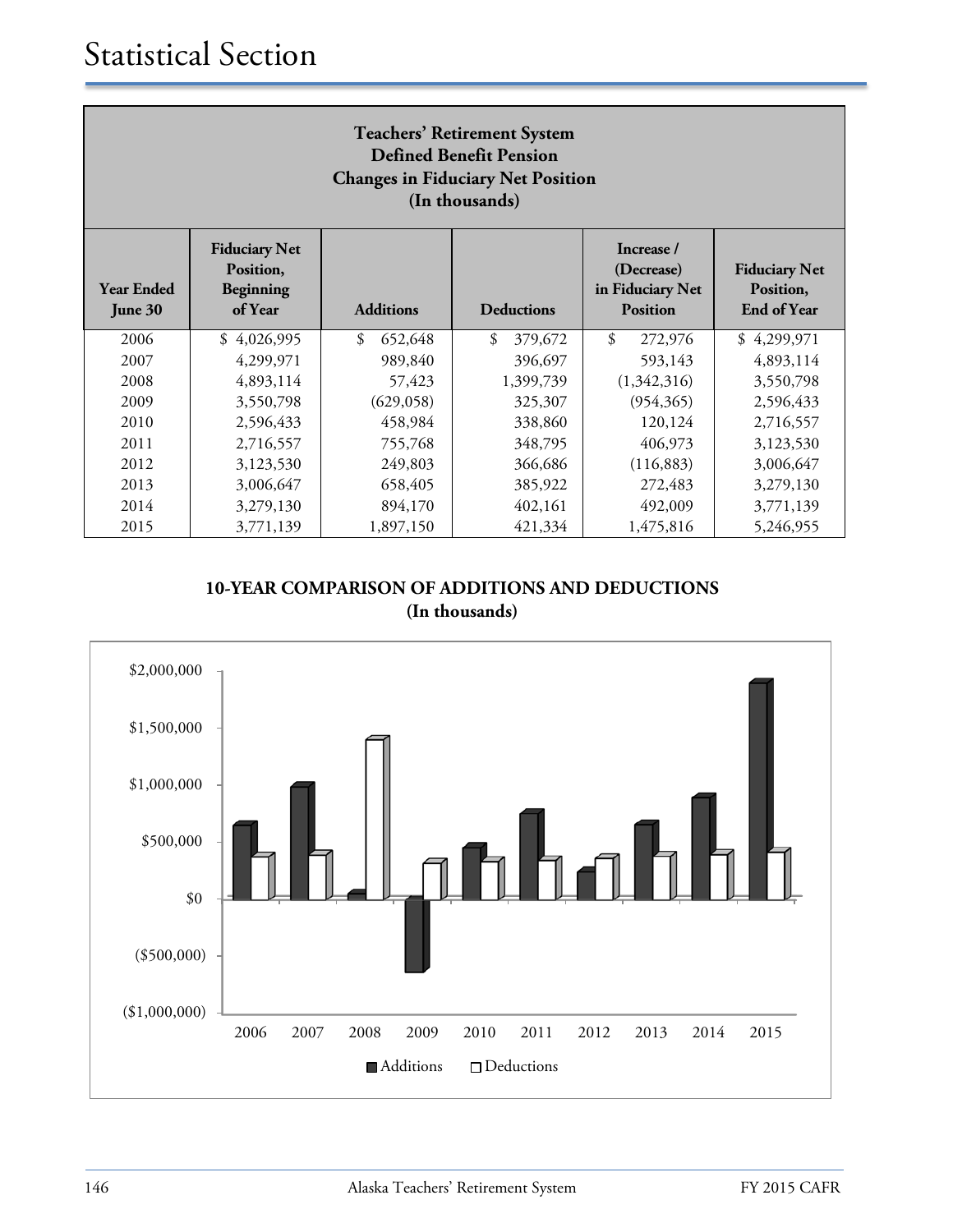# Statistical Section

**Teachers' Retirement System**
**Defined Benefit Pension**
**Changes in Fiduciary Net Position**
**(In thousands)**

| Year Ended June 30 | Fiduciary Net Position, Beginning of Year | Additions | Deductions | Increase / (Decrease) in Fiduciary Net Position | Fiduciary Net Position, End of Year |
|---|---|---|---|---|---|
| 2006 | $ 4,026,995 | $ 652,648 | $ 379,672 | $ 272,976 | $ 4,299,971 |
| 2007 | 4,299,971 | 989,840 | 396,697 | 593,143 | 4,893,114 |
| 2008 | 4,893,114 | 57,423 | 1,399,739 | (1,342,316) | 3,550,798 |
| 2009 | 3,550,798 | (629,058) | 325,307 | (954,365) | 2,596,433 |
| 2010 | 2,596,433 | 458,984 | 338,860 | 120,124 | 2,716,557 |
| 2011 | 2,716,557 | 755,768 | 348,795 | 406,973 | 3,123,530 |
| 2012 | 3,123,530 | 249,803 | 366,686 | (116,883) | 3,006,647 |
| 2013 | 3,006,647 | 658,405 | 385,922 | 272,483 | 3,279,130 |
| 2014 | 3,279,130 | 894,170 | 402,161 | 492,009 | 3,771,139 |
| 2015 | 3,771,139 | 1,897,150 | 421,334 | 1,475,816 | 5,246,955 |

**10-YEAR COMPARISON OF ADDITIONS AND DEDUCTIONS**
**(In thousands)**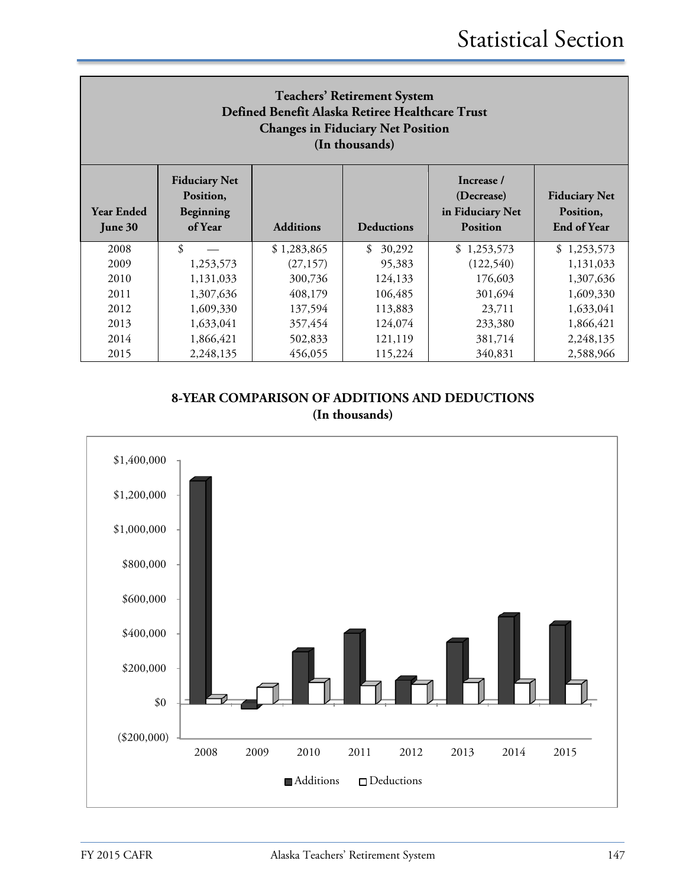# Statistical Section

## Teachers' Retirement System
## Defined Benefit Alaska Retiree Healthcare Trust
## Changes in Fiduciary Net Position
## (In thousands)

| Year Ended June 30 | Fiduciary Net Position, Beginning of Year | Additions | Deductions | Increase / (Decrease) in Fiduciary Net Position | Fiduciary Net Position, End of Year |
|---|---|---|---|---|---|
| 2008 | $ — | $ 1,283,865 | $ 30,292 | $ 1,253,573 | $ 1,253,573 |
| 2009 | 1,253,573 | (27,157) | 95,383 | (122,540) | 1,131,033 |
| 2010 | 1,131,033 | 300,736 | 124,133 | 176,603 | 1,307,636 |
| 2011 | 1,307,636 | 408,179 | 106,485 | 301,694 | 1,609,330 |
| 2012 | 1,609,330 | 137,594 | 113,883 | 23,711 | 1,633,041 |
| 2013 | 1,633,041 | 357,454 | 124,074 | 233,380 | 1,866,421 |
| 2014 | 1,866,421 | 502,833 | 121,119 | 381,714 | 2,248,135 |
| 2015 | 2,248,135 | 456,055 | 115,224 | 340,831 | 2,588,966 |

**8-YEAR COMPARISON OF ADDITIONS AND DEDUCTIONS**
**(In thousands)**

| Year | Additions | Deductions |
|---|---|---|
| 2008 | 1,283,865 | 30,292 |
| 2009 | (27,157) | 95,383 |
| 2010 | 300,736 | 124,133 |
| 2011 | 408,179 | 106,485 |
| 2012 | 137,594 | 113,883 |
| 2013 | 357,454 | 124,074 |
| 2014 | 502,833 | 121,119 |
| 2015 | 456,055 | 115,224 |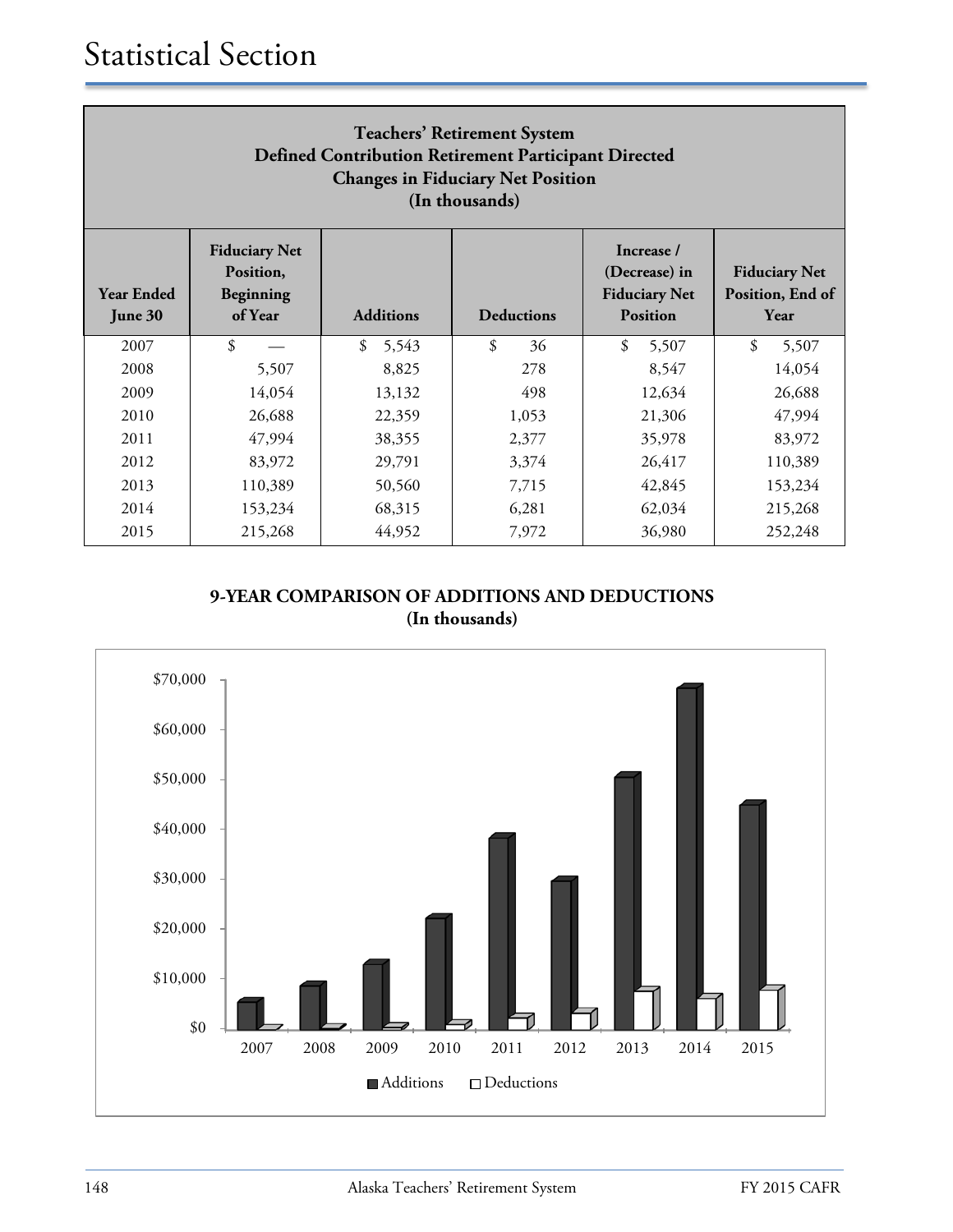# Statistical Section

| Teachers' Retirement System<br>Defined Contribution Retirement Participant Directed<br>Changes in Fiduciary Net Position<br>(In thousands) | | | | | |
|---|---|---|---|---|---|
| **Year Ended June 30** | **Fiduciary Net Position, Beginning of Year** | **Additions** | **Deductions** | **Increase / (Decrease) in Fiduciary Net Position** | **Fiduciary Net Position, End of Year** |
| 2007 | $ — | $ 5,543 | $ 36 | $ 5,507 | $ 5,507 |
| 2008 | 5,507 | 8,825 | 278 | 8,547 | 14,054 |
| 2009 | 14,054 | 13,132 | 498 | 12,634 | 26,688 |
| 2010 | 26,688 | 22,359 | 1,053 | 21,306 | 47,994 |
| 2011 | 47,994 | 38,355 | 2,377 | 35,978 | 83,972 |
| 2012 | 83,972 | 29,791 | 3,374 | 26,417 | 110,389 |
| 2013 | 110,389 | 50,560 | 7,715 | 42,845 | 153,234 |
| 2014 | 153,234 | 68,315 | 6,281 | 62,034 | 215,268 |
| 2015 | 215,268 | 44,952 | 7,972 | 36,980 | 252,248 |

**9-YEAR COMPARISON OF ADDITIONS AND DEDUCTIONS**
**(In thousands)**

$70,000
$60,000
$50,000
$40,000
$30,000
$20,000
$10,000
$0

2007 2008 2009 2010 2011 2012 2013 2014 2015

Additions Deductions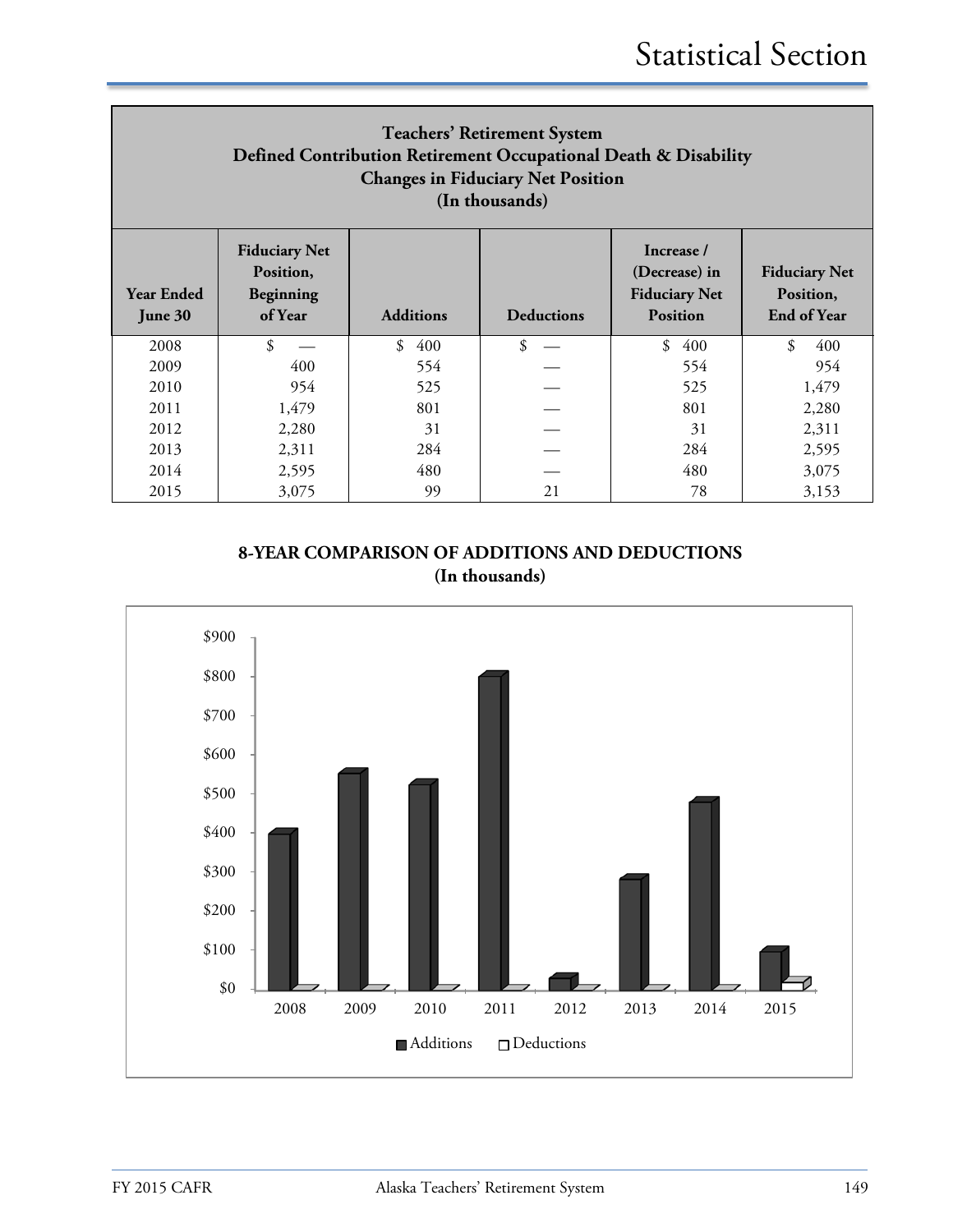# Statistical Section

**Teachers' Retirement System**
**Defined Contribution Retirement Occupational Death & Disability**
**Changes in Fiduciary Net Position**
**(In thousands)**

| Year Ended June 30 | Fiduciary Net Position, Beginning of Year | Additions | Deductions | Increase / (Decrease) in Fiduciary Net Position | Fiduciary Net Position, End of Year |
|---|---|---|---|---|---|
| 2008 | $ — | $ 400 | $ — | $ 400 | $ 400 |
| 2009 | 400 | 554 | — | 554 | 954 |
| 2010 | 954 | 525 | — | 525 | 1,479 |
| 2011 | 1,479 | 801 | — | 801 | 2,280 |
| 2012 | 2,280 | 31 | — | 31 | 2,311 |
| 2013 | 2,311 | 284 | — | 284 | 2,595 |
| 2014 | 2,595 | 480 | — | 480 | 3,075 |
| 2015 | 3,075 | 99 | 21 | 78 | 3,153 |

**8-YEAR COMPARISON OF ADDITIONS AND DEDUCTIONS**
**(In thousands)**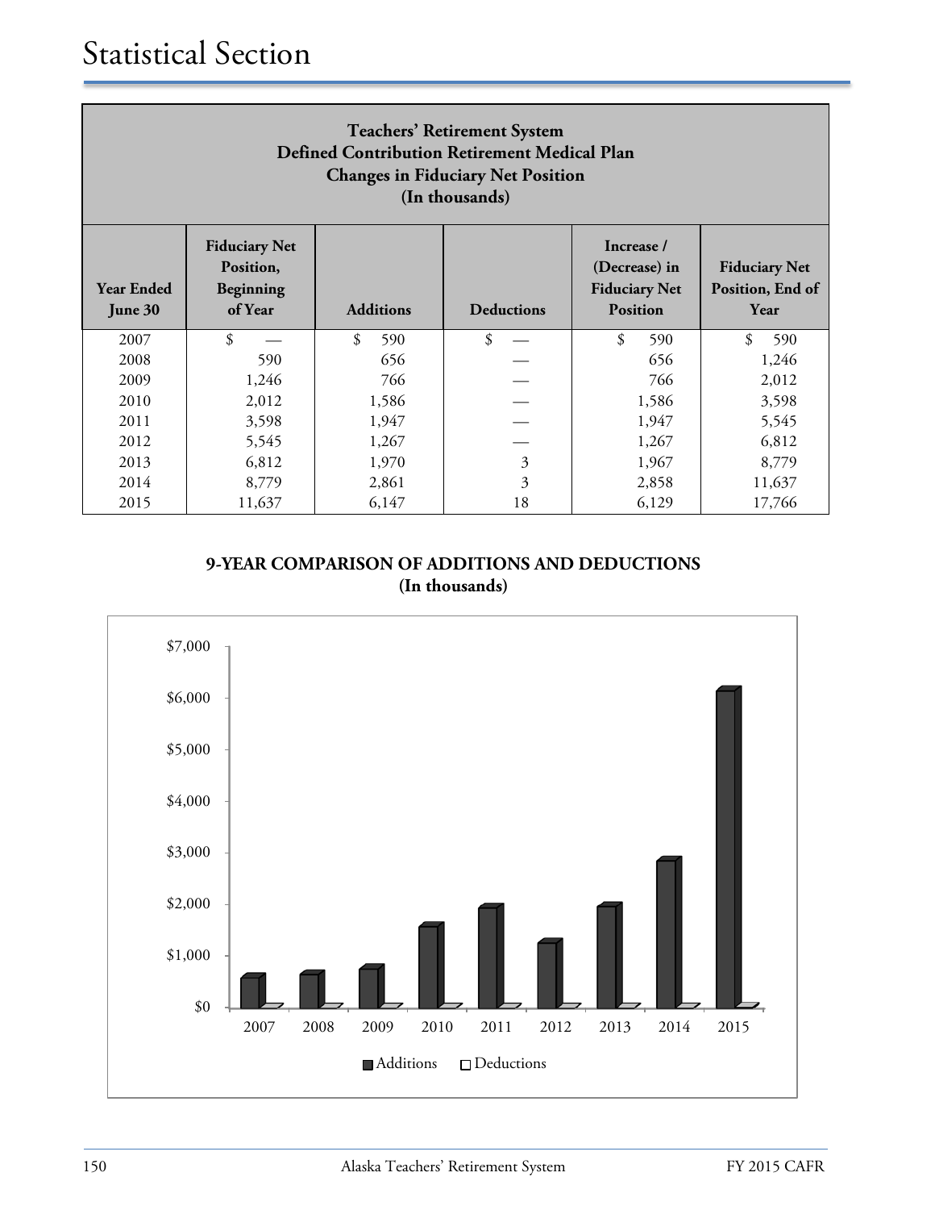# Statistical Section

| **Teachers' Retirement System Defined Contribution Retirement Medical Plan Changes in Fiduciary Net Position (In thousands)** | | | | | |
|---|---|---|---|---|---|
| **Year Ended June 30** | **Fiduciary Net Position, Beginning of Year** | **Additions** | **Deductions** | **Increase / (Decrease) in Fiduciary Net Position** | **Fiduciary Net Position, End of Year** |
| 2007 | $ — | $ 590 | $ — | $ 590 | $ 590 |
| 2008 | 590 | 656 | — | 656 | 1,246 |
| 2009 | 1,246 | 766 | — | 766 | 2,012 |
| 2010 | 2,012 | 1,586 | — | 1,586 | 3,598 |
| 2011 | 3,598 | 1,947 | — | 1,947 | 5,545 |
| 2012 | 5,545 | 1,267 | — | 1,267 | 6,812 |
| 2013 | 6,812 | 1,970 | 3 | 1,967 | 8,779 |
| 2014 | 8,779 | 2,861 | 3 | 2,858 | 11,637 |
| 2015 | 11,637 | 6,147 | 18 | 6,129 | 17,766 |

**9-YEAR COMPARISON OF ADDITIONS AND DEDUCTIONS (In thousands)**

$7,000
$6,000
$5,000
$4,000
$3,000
$2,000
$1,000
$0

2007 2008 2009 2010 2011 2012 2013 2014 2015

Additions Deductions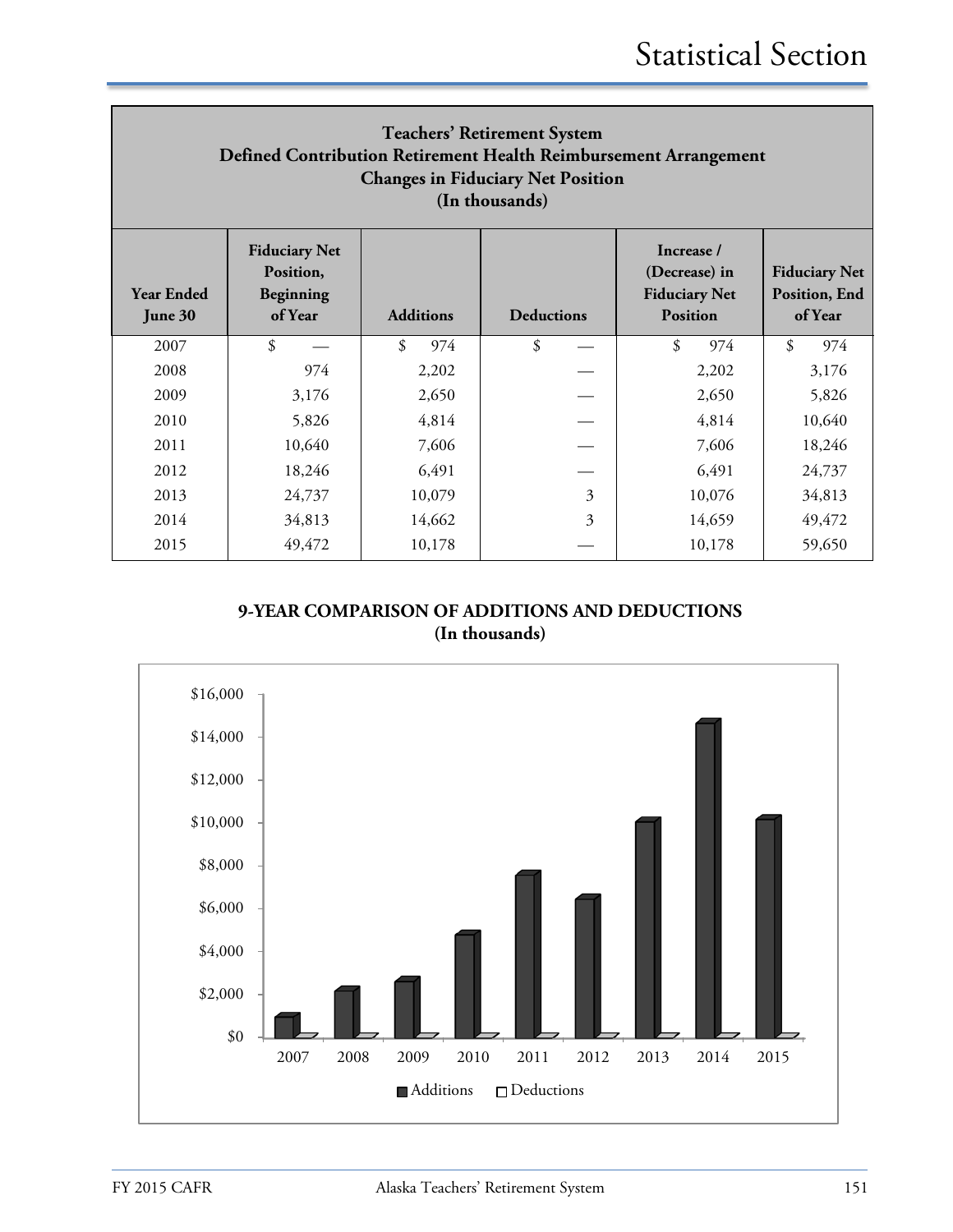## Teachers' Retirement System
## Defined Contribution Retirement Health Reimbursement Arrangement
## Changes in Fiduciary Net Position
## (In thousands)

| Year Ended June 30 | Fiduciary Net Position, Beginning of Year | Additions | Deductions | Increase / (Decrease) in Fiduciary Net Position | Fiduciary Net Position, End of Year |
|---|---|---|---|---|---|
| 2007 | $ — | $ 974 | $ — | $ 974 | $ 974 |
| 2008 | 974 | 2,202 | — | 2,202 | 3,176 |
| 2009 | 3,176 | 2,650 | — | 2,650 | 5,826 |
| 2010 | 5,826 | 4,814 | — | 4,814 | 10,640 |
| 2011 | 10,640 | 7,606 | — | 7,606 | 18,246 |
| 2012 | 18,246 | 6,491 | — | 6,491 | 24,737 |
| 2013 | 24,737 | 10,079 | 3 | 10,076 | 34,813 |
| 2014 | 34,813 | 14,662 | 3 | 14,659 | 49,472 |
| 2015 | 49,472 | 10,178 | — | 10,178 | 59,650 |

**9-YEAR COMPARISON OF ADDITIONS AND DEDUCTIONS**
**(In thousands)**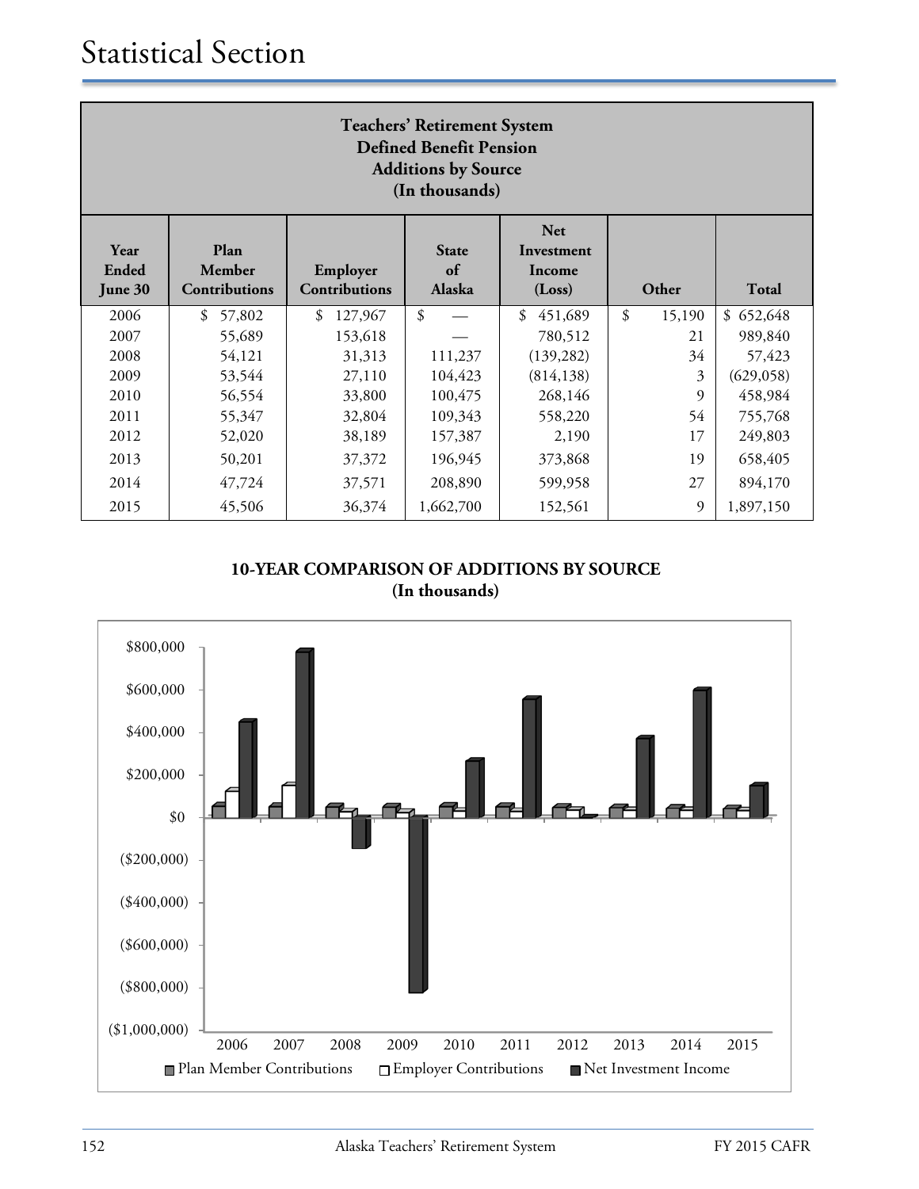# Statistical Section

**Teachers' Retirement System**
**Defined Benefit Pension**
**Additions by Source**
**(In thousands)**

| Year Ended June 30 | Plan Member Contributions | Employer Contributions | State of Alaska | Net Investment Income (Loss) | Other | Total |
|---|---|---|---|---|---|---|
| 2006 | $ 57,802 | $ 127,967 | $ — | $ 451,689 | $ 15,190 | $ 652,648 |
| 2007 | 55,689 | 153,618 | — | 780,512 | 21 | 989,840 |
| 2008 | 54,121 | 31,313 | 111,237 | (139,282) | 34 | 57,423 |
| 2009 | 53,544 | 27,110 | 104,423 | (814,138) | 3 | (629,058) |
| 2010 | 56,554 | 33,800 | 100,475 | 268,146 | 9 | 458,984 |
| 2011 | 55,347 | 32,804 | 109,343 | 558,220 | 54 | 755,768 |
| 2012 | 52,020 | 38,189 | 157,387 | 2,190 | 17 | 249,803 |
| 2013 | 50,201 | 37,372 | 196,945 | 373,868 | 19 | 658,405 |
| 2014 | 47,724 | 37,571 | 208,890 | 599,958 | 27 | 894,170 |
| 2015 | 45,506 | 36,374 | 1,662,700 | 152,561 | 9 | 1,897,150 |

**10-YEAR COMPARISON OF ADDITIONS BY SOURCE**
**(In thousands)**

$800,000
$600,000
$400,000
$200,000
$0
($200,000)
($400,000)
($600,000)
($800,000)
($1,000,000)

2006 2007 2008 2009 2010 2011 2012 2013 2014 2015

Plan Member Contributions | Employer Contributions | Net Investment Income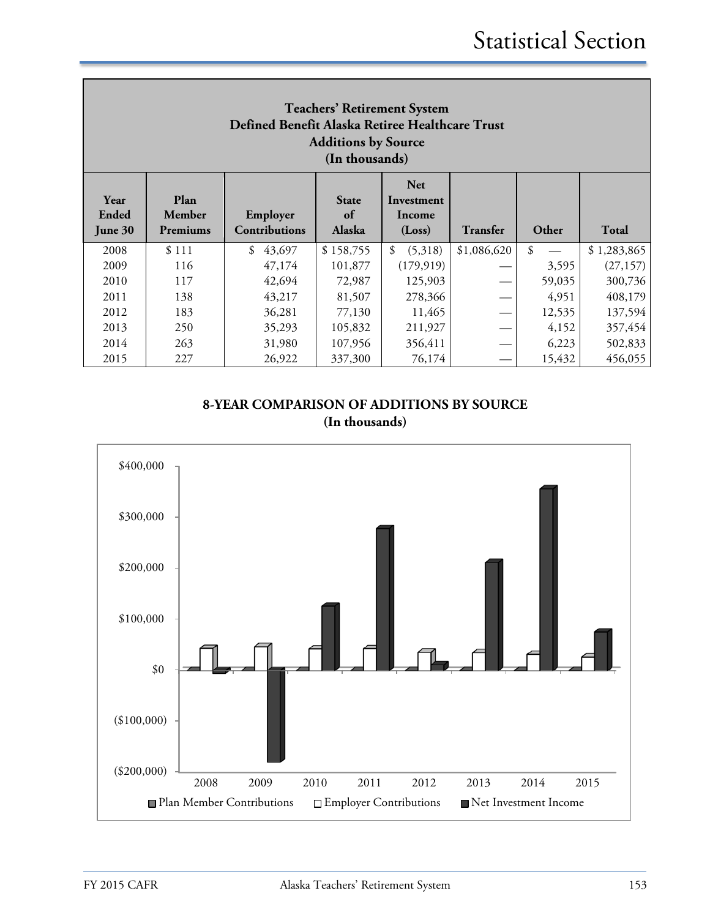# Statistical Section

## Teachers' Retirement System
## Defined Benefit Alaska Retiree Healthcare Trust
## Additions by Source
## (In thousands)

| Year Ended June 30 | Plan Member Premiums | Employer Contributions | State of Alaska | Net Investment Income (Loss) | Transfer | Other | Total |
|---|---|---|---|---|---|---|---|
| 2008 | $ 111 | $ 43,697 | $ 158,755 | $ (5,318) | $1,086,620 | $ — | $ 1,283,865 |
| 2009 | 116 | 47,174 | 101,877 | (179,919) | — | 3,595 | (27,157) |
| 2010 | 117 | 42,694 | 72,987 | 125,903 | — | 59,035 | 300,736 |
| 2011 | 138 | 43,217 | 81,507 | 278,366 | — | 4,951 | 408,179 |
| 2012 | 183 | 36,281 | 77,130 | 11,465 | — | 12,535 | 137,594 |
| 2013 | 250 | 35,293 | 105,832 | 211,927 | — | 4,152 | 357,454 |
| 2014 | 263 | 31,980 | 107,956 | 356,411 | — | 6,223 | 502,833 |
| 2015 | 227 | 26,922 | 337,300 | 76,174 | — | 15,432 | 456,055 |

**8-YEAR COMPARISON OF ADDITIONS BY SOURCE**
**(In thousands)**

$400,000
$300,000
$200,000
$100,000
$0
($100,000)
($200,000)

2008 2009 2010 2011 2012 2013 2014 2015

Plan Member Contributions   Employer Contributions   Net Investment Income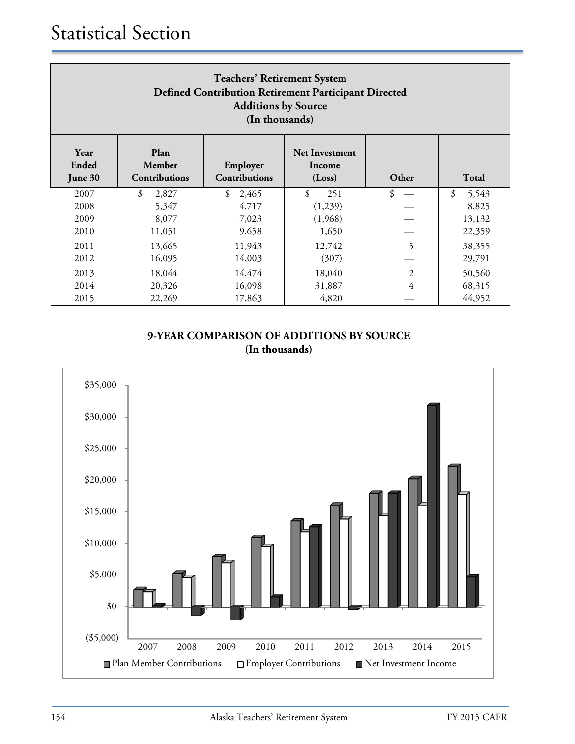# Statistical Section

**Teachers' Retirement System**
**Defined Contribution Retirement Participant Directed**
**Additions by Source**
**(In thousands)**

| Year Ended June 30 | Plan Member Contributions | Employer Contributions | Net Investment Income (Loss) | Other | Total |
|---|---|---|---|---|---|
| 2007 | $ 2,827 | $ 2,465 | $ 251 | $ — | $ 5,543 |
| 2008 | 5,347 | 4,717 | (1,239) | — | 8,825 |
| 2009 | 8,077 | 7,023 | (1,968) | — | 13,132 |
| 2010 | 11,051 | 9,658 | 1,650 | — | 22,359 |
| 2011 | 13,665 | 11,943 | 12,742 | 5 | 38,355 |
| 2012 | 16,095 | 14,003 | (307) | — | 29,791 |
| 2013 | 18,044 | 14,474 | 18,040 | 2 | 50,560 |
| 2014 | 20,326 | 16,098 | 31,887 | 4 | 68,315 |
| 2015 | 22,269 | 17,863 | 4,820 | — | 44,952 |

**9-YEAR COMPARISON OF ADDITIONS BY SOURCE**
**(In thousands)**

| Year | Plan Member Contributions | Employer Contributions | Net Investment Income |
|---|---|---|---|
| 2007 | 2,827 | 2,465 | 251 |
| 2008 | 5,347 | 4,717 | (1,239) |
| 2009 | 8,077 | 7,023 | (1,968) |
| 2010 | 11,051 | 9,658 | 1,650 |
| 2011 | 13,665 | 11,943 | 12,742 |
| 2012 | 16,095 | 14,003 | (307) |
| 2013 | 18,044 | 14,474 | 18,040 |
| 2014 | 20,326 | 16,098 | 31,887 |
| 2015 | 22,269 | 17,863 | 4,820 |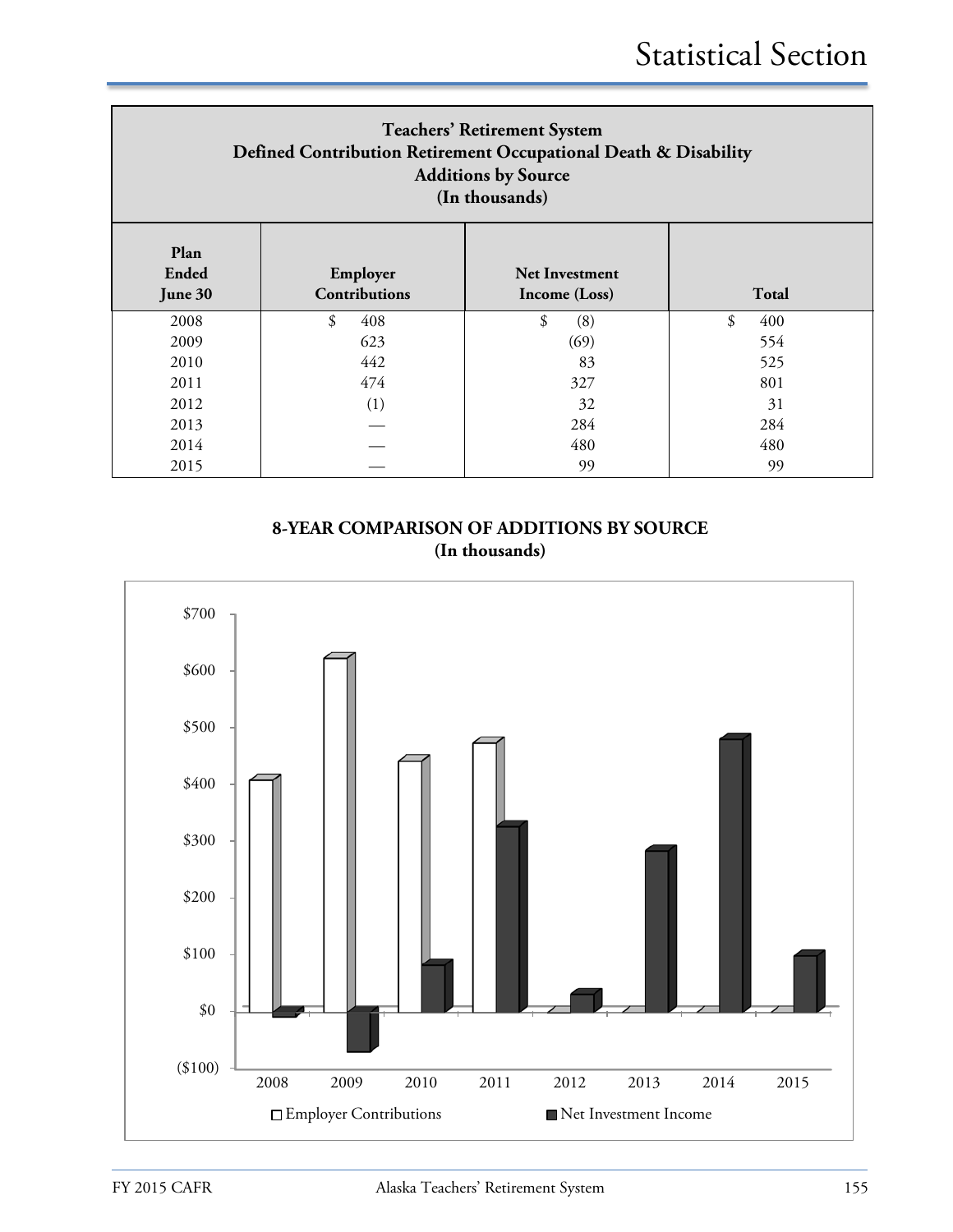| Teachers' Retirement System<br>Defined Contribution Retirement Occupational Death & Disability<br>Additions by Source<br>(In thousands) | | | |
|---|---|---|---|
| **Plan Ended June 30** | **Employer Contributions** | **Net Investment Income (Loss)** | **Total** |
| 2008 | $ 408 | $ (8) | $ 400 |
| 2009 | 623 | (69) | 554 |
| 2010 | 442 | 83 | 525 |
| 2011 | 474 | 327 | 801 |
| 2012 | (1) | 32 | 31 |
| 2013 | — | 284 | 284 |
| 2014 | — | 480 | 480 |
| 2015 | — | 99 | 99 |

**8-YEAR COMPARISON OF ADDITIONS BY SOURCE**
**(In thousands)**

| Year | Employer Contributions | Net Investment Income |
|---|---|---|
| 2008 | 408 | (8) |
| 2009 | 623 | (69) |
| 2010 | 442 | 83 |
| 2011 | 474 | 327 |
| 2012 | (1) | 32 |
| 2013 | — | 284 |
| 2014 | — | 480 |
| 2015 | — | 99 |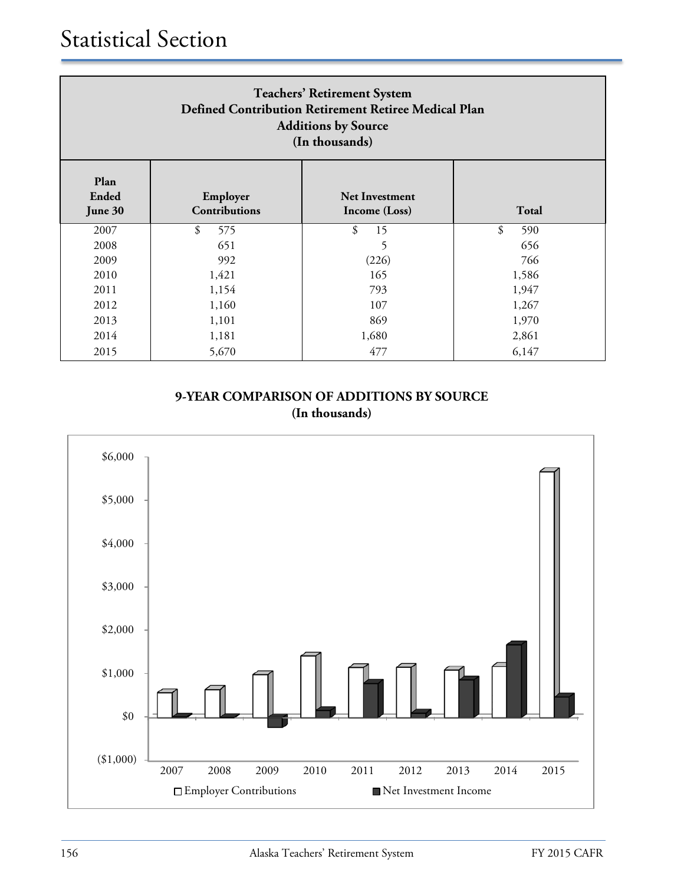# Statistical Section

| Teachers' Retirement System<br>Defined Contribution Retirement Retiree Medical Plan<br>Additions by Source<br>(In thousands) | | | |
|---|---|---|---|
| Plan Ended June 30 | Employer Contributions | Net Investment Income (Loss) | Total |
| 2007 | $ 575 | $ 15 | $ 590 |
| 2008 | 651 | 5 | 656 |
| 2009 | 992 | (226) | 766 |
| 2010 | 1,421 | 165 | 1,586 |
| 2011 | 1,154 | 793 | 1,947 |
| 2012 | 1,160 | 107 | 1,267 |
| 2013 | 1,101 | 869 | 1,970 |
| 2014 | 1,181 | 1,680 | 2,861 |
| 2015 | 5,670 | 477 | 6,147 |

**9-YEAR COMPARISON OF ADDITIONS BY SOURCE**
**(In thousands)**

$6,000
$5,000
$4,000
$3,000
$2,000
$1,000
$0
($1,000)

2007 2008 2009 2010 2011 2012 2013 2014 2015

□ Employer Contributions ■ Net Investment Income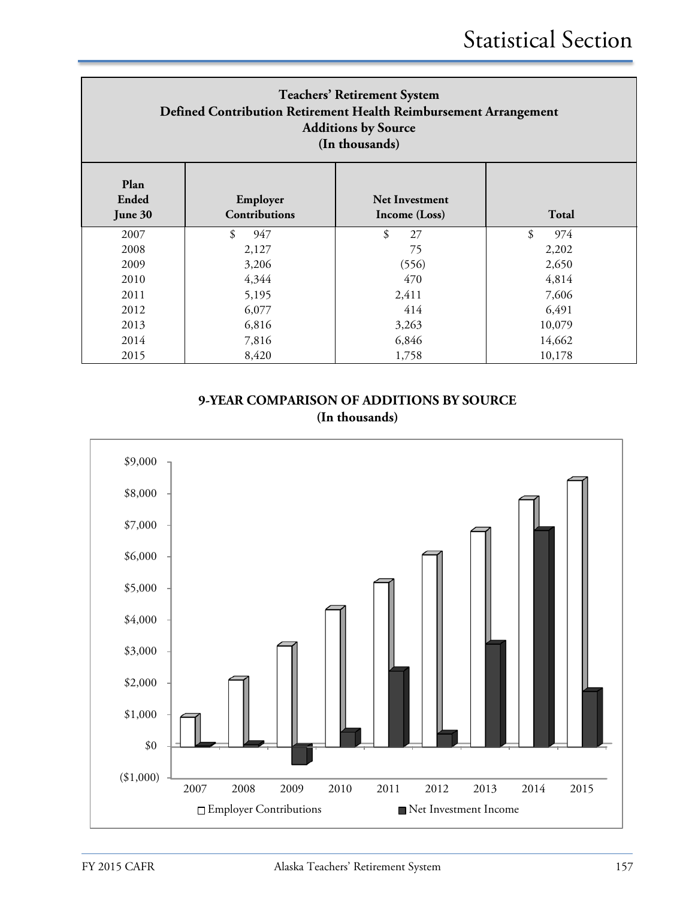## Teachers' Retirement System
## Defined Contribution Retirement Health Reimbursement Arrangement
## Additions by Source
## (In thousands)

| Plan Ended June 30 | Employer Contributions | Net Investment Income (Loss) | Total |
|---|---|---|---|
| 2007 | $ 947 | $ 27 | $ 974 |
| 2008 | 2,127 | 75 | 2,202 |
| 2009 | 3,206 | (556) | 2,650 |
| 2010 | 4,344 | 470 | 4,814 |
| 2011 | 5,195 | 2,411 | 7,606 |
| 2012 | 6,077 | 414 | 6,491 |
| 2013 | 6,816 | 3,263 | 10,079 |
| 2014 | 7,816 | 6,846 | 14,662 |
| 2015 | 8,420 | 1,758 | 10,178 |

**9-YEAR COMPARISON OF ADDITIONS BY SOURCE**
**(In thousands)**

| Year | Employer Contributions | Net Investment Income |
|---|---|---|
| 2007 | | |
| 2008 | | |
| 2009 | | |
| 2010 | | |
| 2011 | | |
| 2012 | | |
| 2013 | | |
| 2014 | | |
| 2015 | | |

□ Employer Contributions ■ Net Investment Income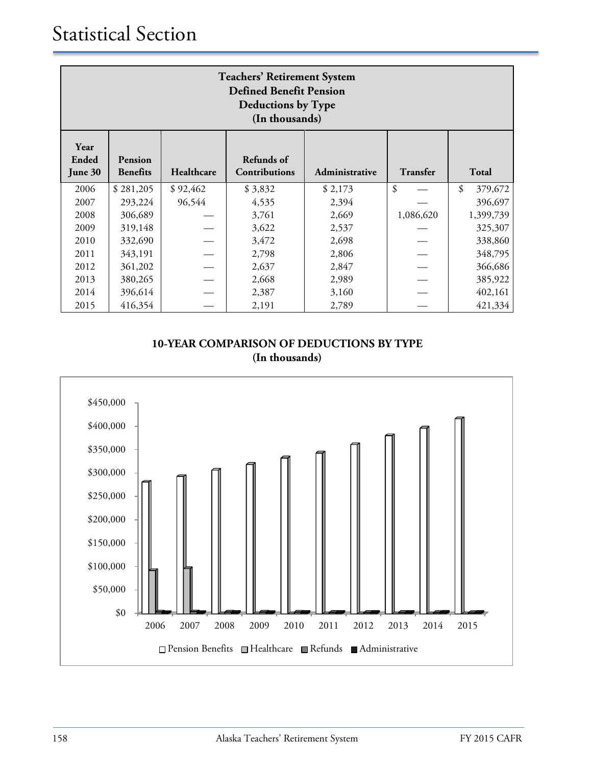# Statistical Section

| Teachers' Retirement System<br>Defined Benefit Pension<br>Deductions by Type<br>(In thousands) | | | | | | |
|---|---|---|---|---|---|---|
| Year Ended June 30 | Pension Benefits | Healthcare | Refunds of Contributions | Administrative | Transfer | Total |
| 2006 | $ 281,205 | $ 92,462 | $ 3,832 | $ 2,173 | $ — | $ 379,672 |
| 2007 | 293,224 | 96,544 | 4,535 | 2,394 | — | 396,697 |
| 2008 | 306,689 | — | 3,761 | 2,669 | 1,086,620 | 1,399,739 |
| 2009 | 319,148 | — | 3,622 | 2,537 | — | 325,307 |
| 2010 | 332,690 | — | 3,472 | 2,698 | — | 338,860 |
| 2011 | 343,191 | — | 2,798 | 2,806 | — | 348,795 |
| 2012 | 361,202 | — | 2,637 | 2,847 | — | 366,686 |
| 2013 | 380,265 | — | 2,668 | 2,989 | — | 385,922 |
| 2014 | 396,614 | — | 2,387 | 3,160 | — | 402,161 |
| 2015 | 416,354 | — | 2,191 | 2,789 | — | 421,334 |

**10-YEAR COMPARISON OF DEDUCTIONS BY TYPE**
**(In thousands)**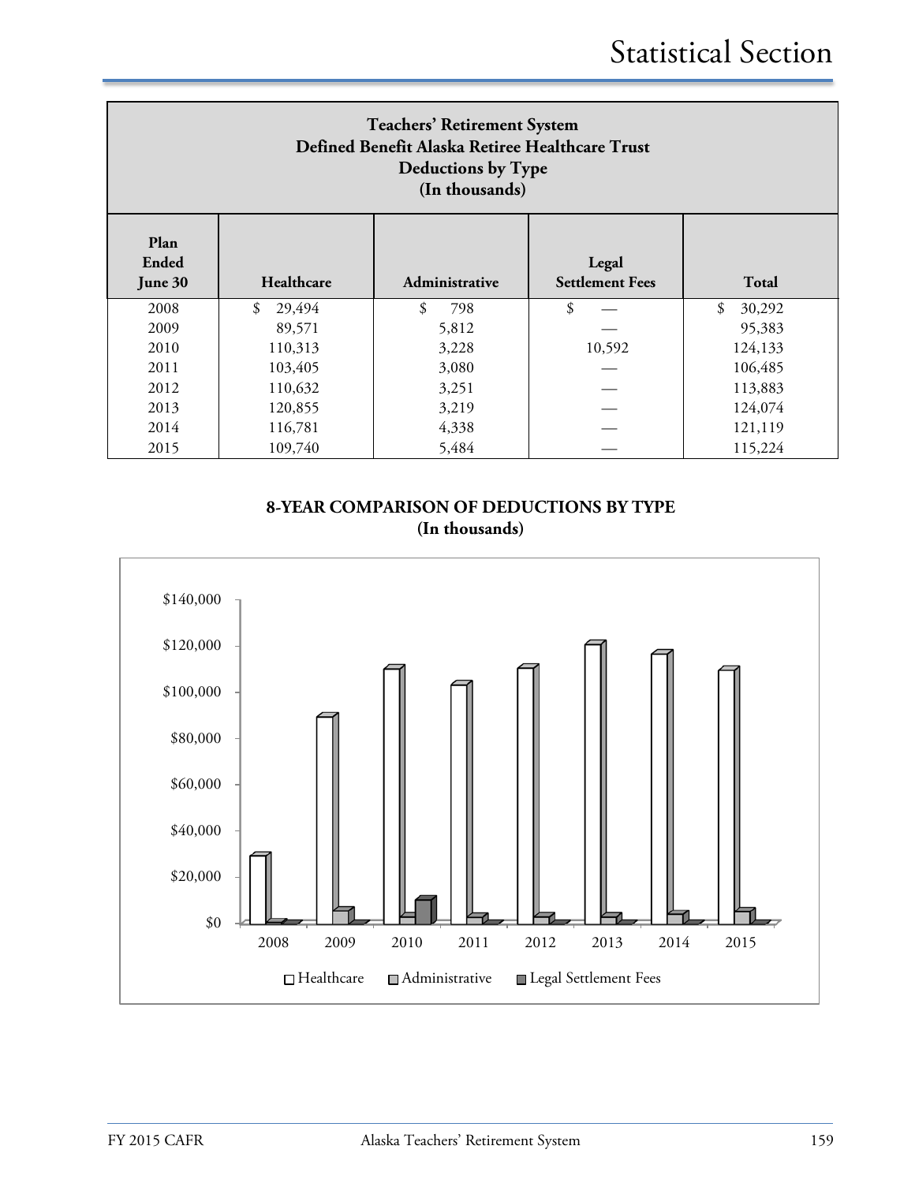# Statistical Section

| Teachers' Retirement System Defined Benefit Alaska Retiree Healthcare Trust Deductions by Type (In thousands) | | | | |
|---|---|---|---|---|
| **Plan Ended June 30** | **Healthcare** | **Administrative** | **Legal Settlement Fees** | **Total** |
| 2008 | $ 29,494 | $ 798 | $ — | $ 30,292 |
| 2009 | 89,571 | 5,812 | — | 95,383 |
| 2010 | 110,313 | 3,228 | 10,592 | 124,133 |
| 2011 | 103,405 | 3,080 | — | 106,485 |
| 2012 | 110,632 | 3,251 | — | 113,883 |
| 2013 | 120,855 | 3,219 | — | 124,074 |
| 2014 | 116,781 | 4,338 | — | 121,119 |
| 2015 | 109,740 | 5,484 | — | 115,224 |

**8-YEAR COMPARISON OF DEDUCTIONS BY TYPE**
**(In thousands)**

$140,000
$120,000
$100,000
$80,000
$60,000
$40,000
$20,000
$0

2008 2009 2010 2011 2012 2013 2014 2015

Healthcare Administrative Legal Settlement Fees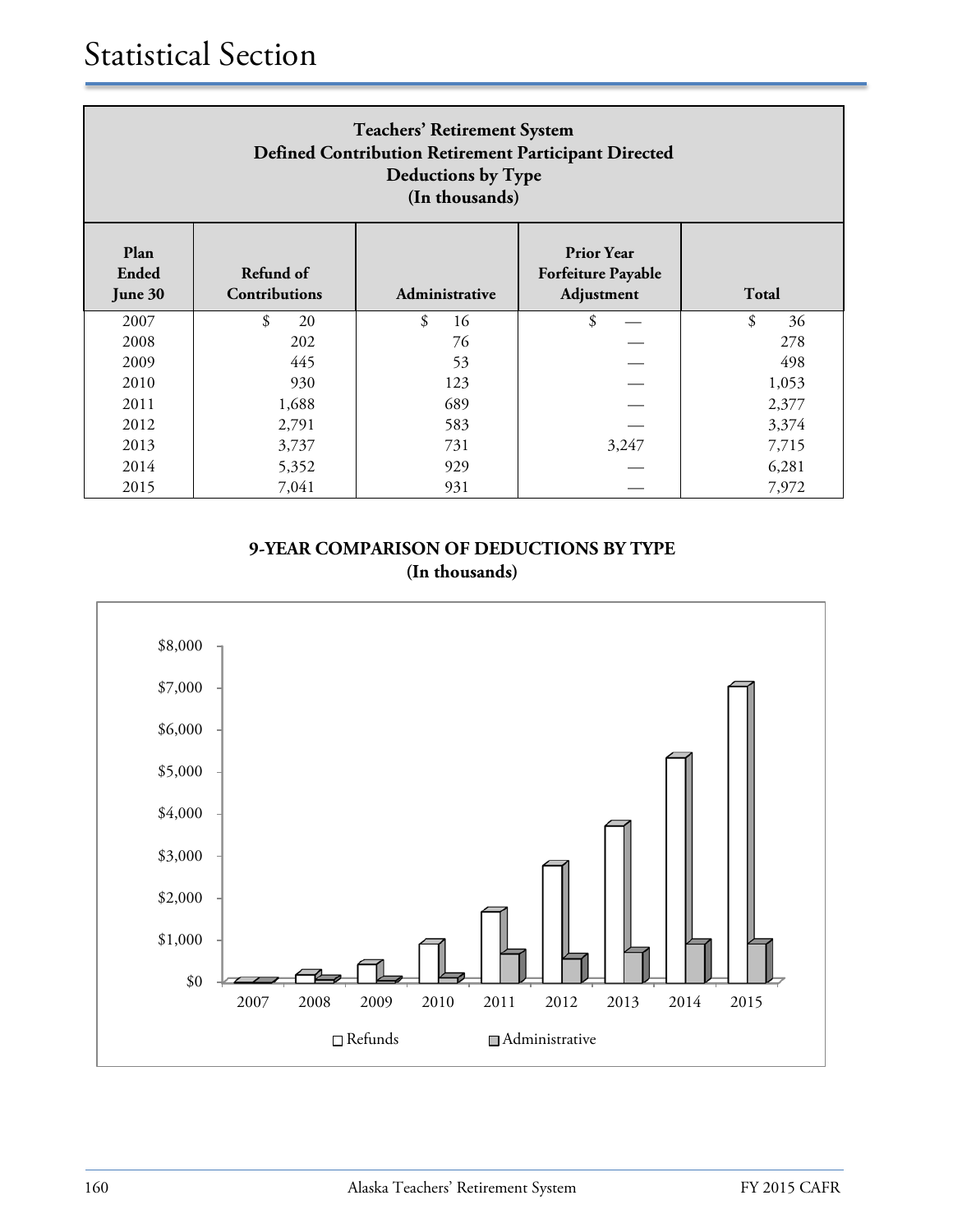# Statistical Section

**Teachers' Retirement System**
**Defined Contribution Retirement Participant Directed**
**Deductions by Type**
**(In thousands)**

| Plan Ended June 30 | Refund of Contributions | Administrative | Prior Year Forfeiture Payable Adjustment | Total |
|---|---|---|---|---|
| 2007 | $ 20 | $ 16 | $ — | $ 36 |
| 2008 | 202 | 76 | — | 278 |
| 2009 | 445 | 53 | — | 498 |
| 2010 | 930 | 123 | — | 1,053 |
| 2011 | 1,688 | 689 | — | 2,377 |
| 2012 | 2,791 | 583 | — | 3,374 |
| 2013 | 3,737 | 731 | 3,247 | 7,715 |
| 2014 | 5,352 | 929 | — | 6,281 |
| 2015 | 7,041 | 931 | — | 7,972 |

**9-YEAR COMPARISON OF DEDUCTIONS BY TYPE**
**(In thousands)**

$8,000
$7,000
$6,000
$5,000
$4,000
$3,000
$2,000
$1,000
$0

2007 2008 2009 2010 2011 2012 2013 2014 2015

Refunds Administrative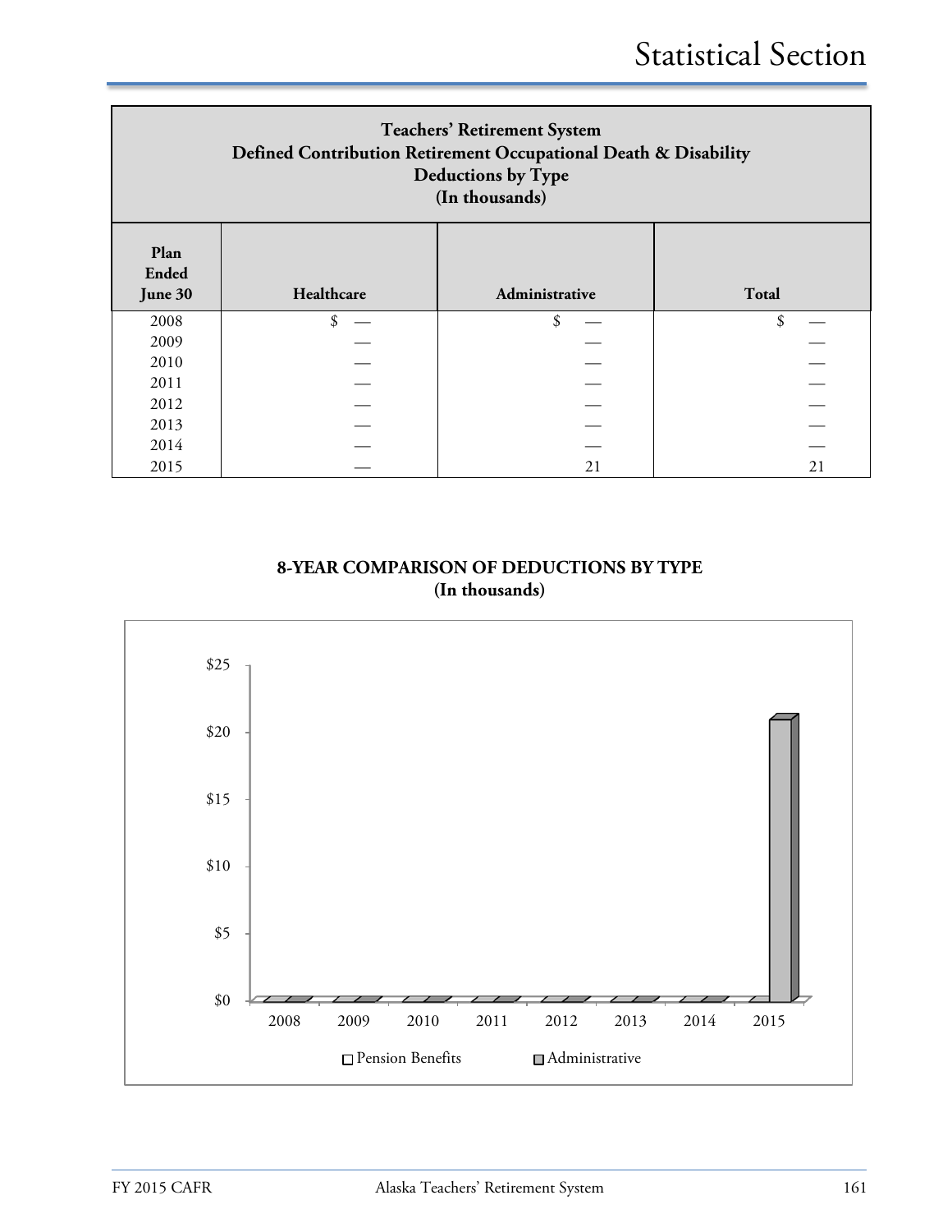| Teachers' Retirement System Defined Contribution Retirement Occupational Death & Disability Deductions by Type (In thousands) | | | |
|---|---|---|---|
| Plan Ended June 30 | Healthcare | Administrative | Total |
| 2008 | $ — | $ — | $ — |
| 2009 | — | — | — |
| 2010 | — | — | — |
| 2011 | — | — | — |
| 2012 | — | — | — |
| 2013 | — | — | — |
| 2014 | — | — | — |
| 2015 | — | 21 | 21 |

**8-YEAR COMPARISON OF DEDUCTIONS BY TYPE**
**(In thousands)**

| Year | Pension Benefits | Administrative |
|---|---|---|
| 2008 | $0 | $0 |
| 2009 | $0 | $0 |
| 2010 | $0 | $0 |
| 2011 | $0 | $0 |
| 2012 | $0 | $0 |
| 2013 | $0 | $0 |
| 2014 | $0 | $0 |
| 2015 | $0 | $21 |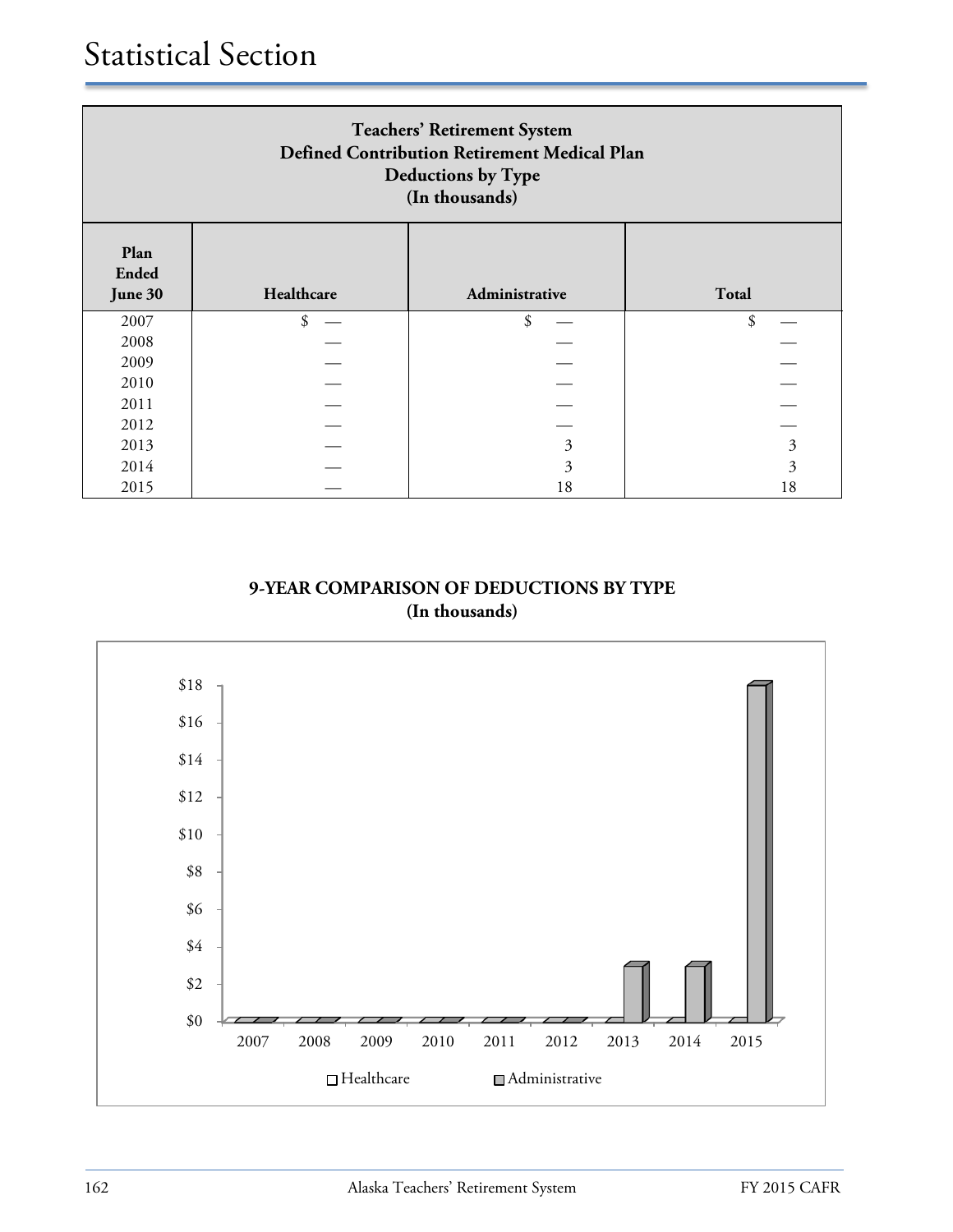# Statistical Section

| **Teachers' Retirement System**<br>**Defined Contribution Retirement Medical Plan**<br>**Deductions by Type**<br>**(In thousands)** | | | |
|---|---|---|---|
| **Plan Ended June 30** | **Healthcare** | **Administrative** | **Total** |
| 2007 | $ — | $ — | $ — |
| 2008 | — | — | — |
| 2009 | — | — | — |
| 2010 | — | — | — |
| 2011 | — | — | — |
| 2012 | — | — | — |
| 2013 | — | 3 | 3 |
| 2014 | — | 3 | 3 |
| 2015 | — | 18 | 18 |

**9-YEAR COMPARISON OF DEDUCTIONS BY TYPE**
**(In thousands)**

| Year | Healthcare | Administrative |
|---|---|---|
| 2007 | $0 | $0 |
| 2008 | $0 | $0 |
| 2009 | $0 | $0 |
| 2010 | $0 | $0 |
| 2011 | $0 | $0 |
| 2012 | $0 | $0 |
| 2013 | $0 | $3 |
| 2014 | $0 | $3 |
| 2015 | $0 | $18 |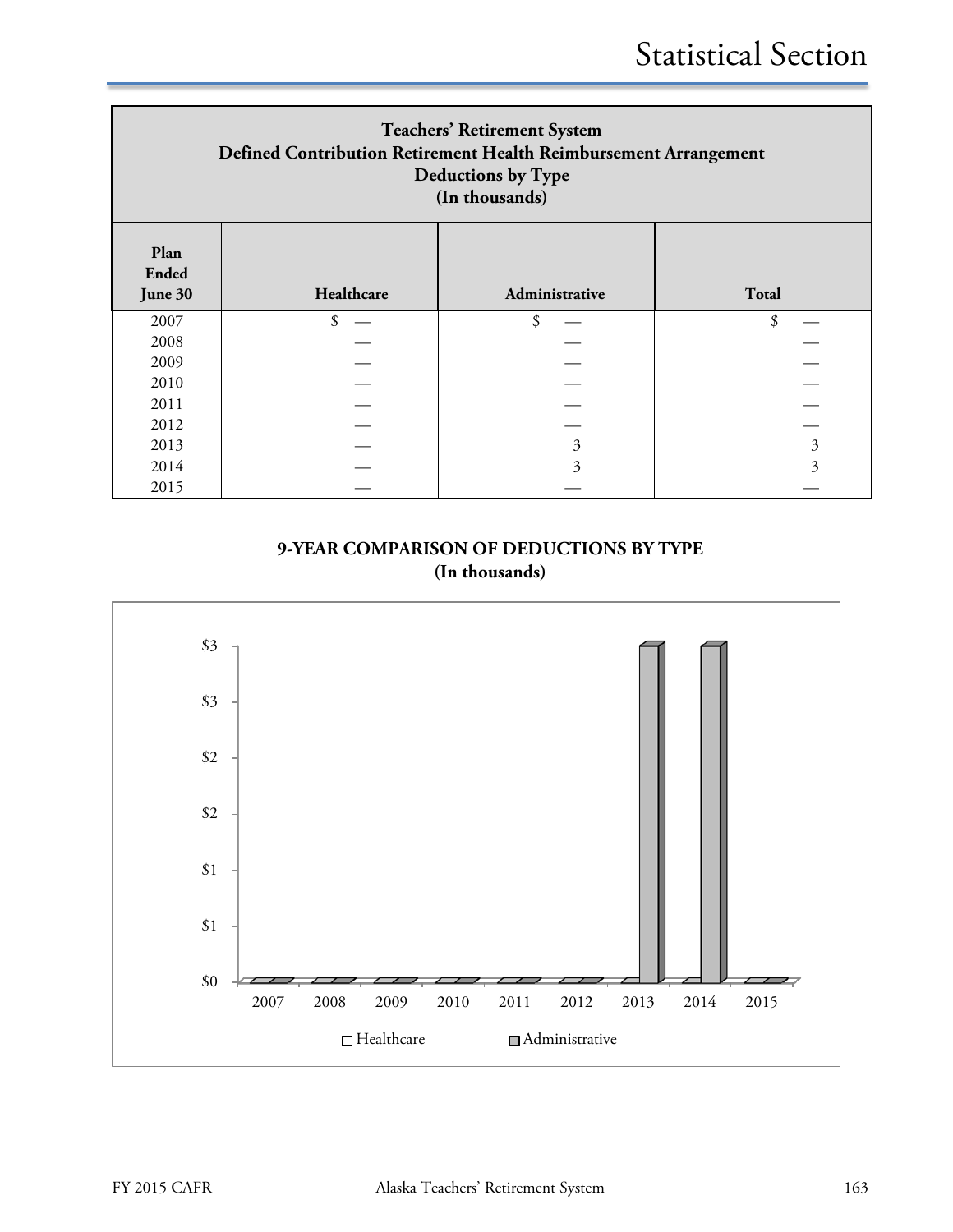## Teachers' Retirement System
## Defined Contribution Retirement Health Reimbursement Arrangement
## Deductions by Type
## (In thousands)

| Plan Ended June 30 | Healthcare | Administrative | Total |
|---|---|---|---|
| 2007 | $ — | $ — | $ — |
| 2008 | — | — | — |
| 2009 | — | — | — |
| 2010 | — | — | — |
| 2011 | — | — | — |
| 2012 | — | — | — |
| 2013 | — | 3 | 3 |
| 2014 | — | 3 | 3 |
| 2015 | — | — | — |

**9-YEAR COMPARISON OF DEDUCTIONS BY TYPE**
**(In thousands)**

| Year | Healthcare | Administrative |
|---|---|---|
| 2007 | $0 | $0 |
| 2008 | $0 | $0 |
| 2009 | $0 | $0 |
| 2010 | $0 | $0 |
| 2011 | $0 | $0 |
| 2012 | $0 | $0 |
| 2013 | $0 | $3 |
| 2014 | $0 | $3 |
| 2015 | $0 | $0 |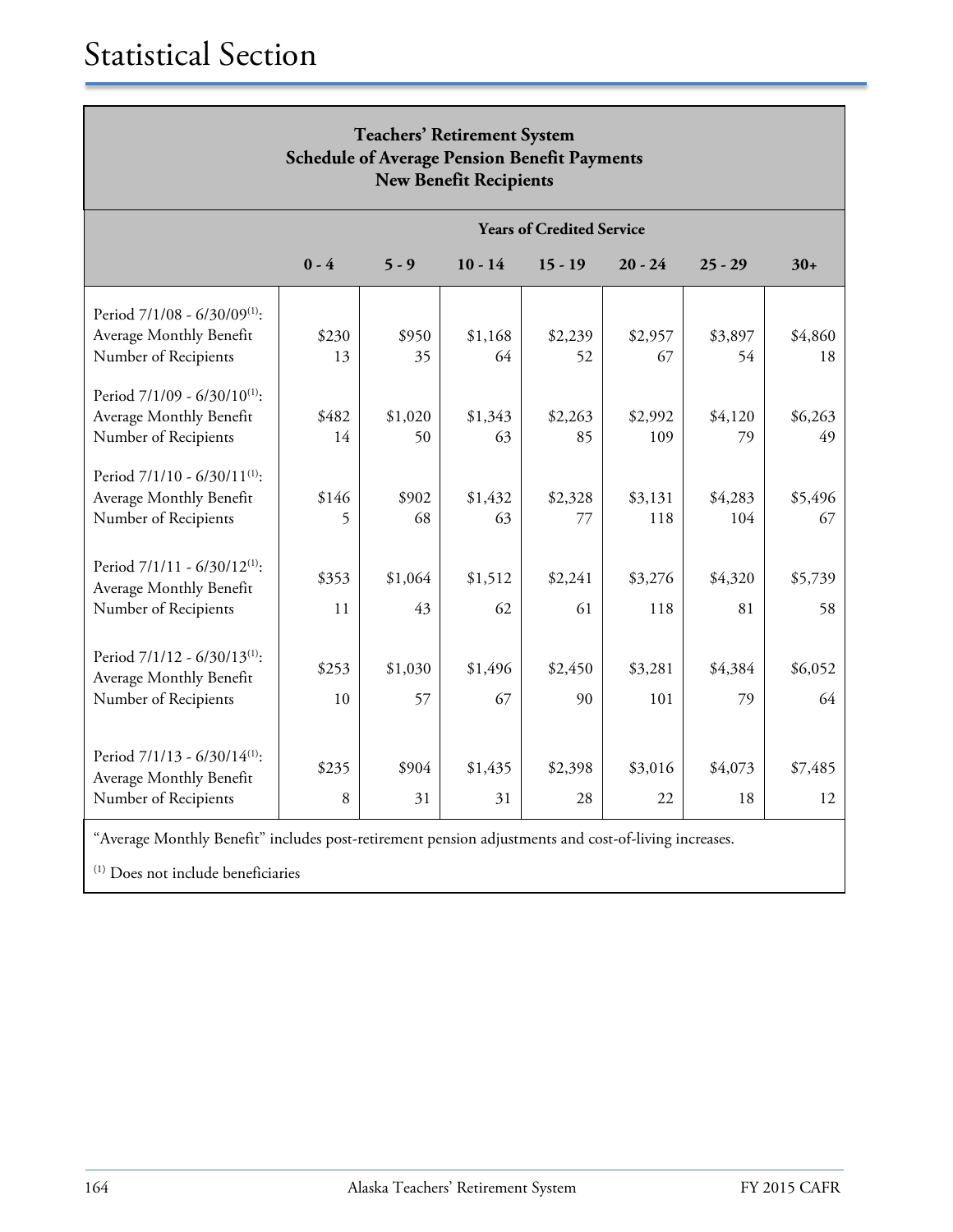# Statistical Section

## Teachers' Retirement System
## Schedule of Average Pension Benefit Payments
## New Benefit Recipients

| | Years of Credited Service | | | | | | |
|---|---|---|---|---|---|---|---|
| | **0 - 4** | **5 - 9** | **10 - 14** | **15 - 19** | **20 - 24** | **25 - 29** | **30+** |
| Period 7/1/08 - 6/30/09[1]: | | | | | | | |
| Average Monthly Benefit | $230 | $950 | $1,168 | $2,239 | $2,957 | $3,897 | $4,860 |
| Number of Recipients | 13 | 35 | 64 | 52 | 67 | 54 | 18 |
| Period 7/1/09 - 6/30/10[1]: | | | | | | | |
| Average Monthly Benefit | $482 | $1,020 | $1,343 | $2,263 | $2,992 | $4,120 | $6,263 |
| Number of Recipients | 14 | 50 | 63 | 85 | 109 | 79 | 49 |
| Period 7/1/10 - 6/30/11[1]: | | | | | | | |
| Average Monthly Benefit | $146 | $902 | $1,432 | $2,328 | $3,131 | $4,283 | $5,496 |
| Number of Recipients | 5 | 68 | 63 | 77 | 118 | 104 | 67 |
| Period 7/1/11 - 6/30/12[1]: | | | | | | | |
| Average Monthly Benefit | $353 | $1,064 | $1,512 | $2,241 | $3,276 | $4,320 | $5,739 |
| Number of Recipients | 11 | 43 | 62 | 61 | 118 | 81 | 58 |
| Period 7/1/12 - 6/30/13[1]: | | | | | | | |
| Average Monthly Benefit | $253 | $1,030 | $1,496 | $2,450 | $3,281 | $4,384 | $6,052 |
| Number of Recipients | 10 | 57 | 67 | 90 | 101 | 79 | 64 |
| Period 7/1/13 - 6/30/14[1]: | | | | | | | |
| Average Monthly Benefit | $235 | $904 | $1,435 | $2,398 | $3,016 | $4,073 | $7,485 |
| Number of Recipients | 8 | 31 | 31 | 28 | 22 | 18 | 12 |

"Average Monthly Benefit" includes post-retirement pension adjustments and cost-of-living increases.

[1] Does not include beneficiaries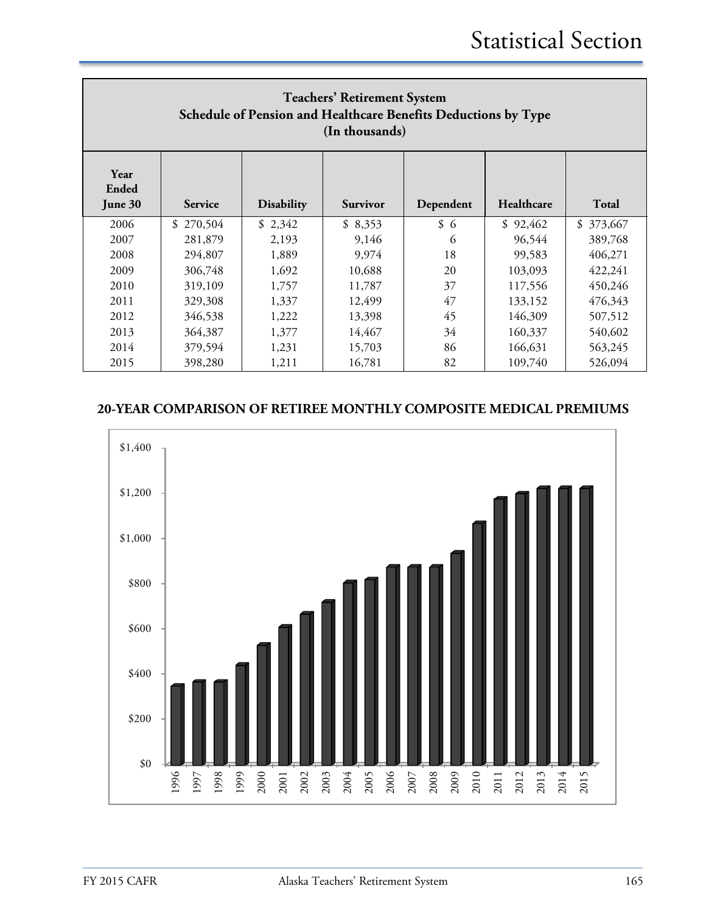## Teachers' Retirement System
## Schedule of Pension and Healthcare Benefits Deductions by Type
## (In thousands)

| Year Ended June 30 | Service | Disability | Survivor | Dependent | Healthcare | Total |
|---|---|---|---|---|---|---|
| 2006 | $ 270,504 | $ 2,342 | $ 8,353 | $ 6 | $ 92,462 | $ 373,667 |
| 2007 | 281,879 | 2,193 | 9,146 | 6 | 96,544 | 389,768 |
| 2008 | 294,807 | 1,889 | 9,974 | 18 | 99,583 | 406,271 |
| 2009 | 306,748 | 1,692 | 10,688 | 20 | 103,093 | 422,241 |
| 2010 | 319,109 | 1,757 | 11,787 | 37 | 117,556 | 450,246 |
| 2011 | 329,308 | 1,337 | 12,499 | 47 | 133,152 | 476,343 |
| 2012 | 346,538 | 1,222 | 13,398 | 45 | 146,309 | 507,512 |
| 2013 | 364,387 | 1,377 | 14,467 | 34 | 160,337 | 540,602 |
| 2014 | 379,594 | 1,231 | 15,703 | 86 | 166,631 | 563,245 |
| 2015 | 398,280 | 1,211 | 16,781 | 82 | 109,740 | 526,094 |

**20-YEAR COMPARISON OF RETIREE MONTHLY COMPOSITE MEDICAL PREMIUMS**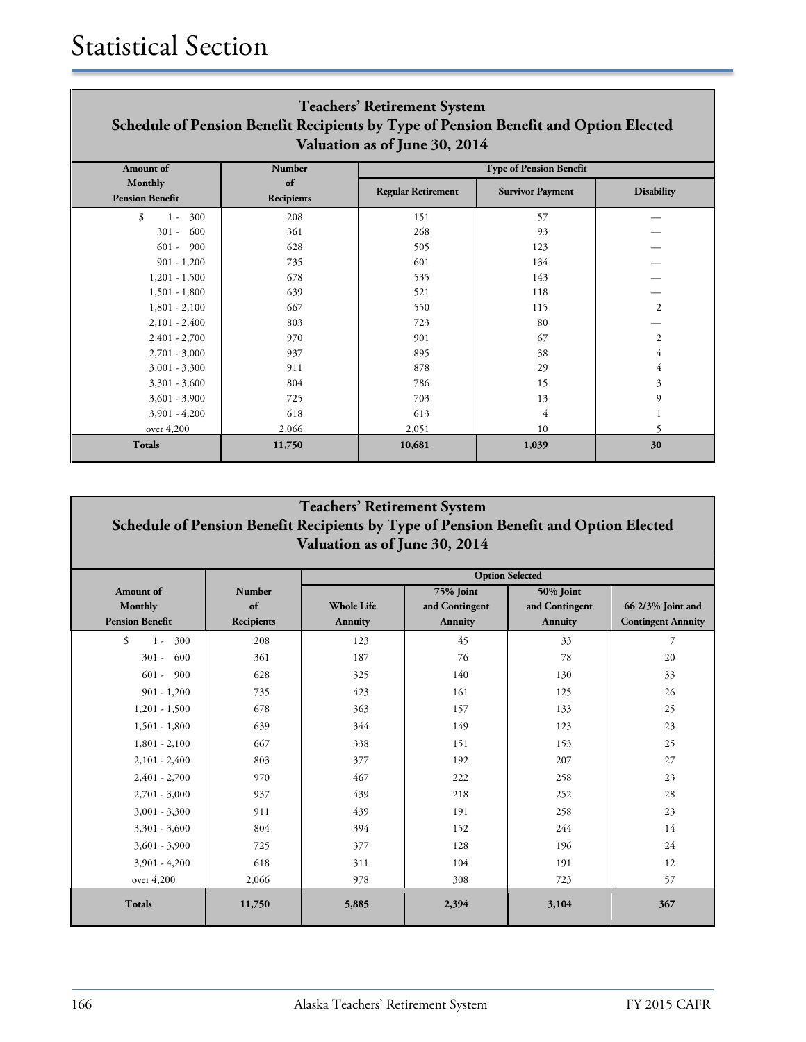# Statistical Section

## Teachers' Retirement System
### Schedule of Pension Benefit Recipients by Type of Pension Benefit and Option Elected
### Valuation as of June 30, 2014

| Amount of Monthly Pension Benefit | Number of Recipients | Type of Pension Benefit | | |
|---|---|---|---|---|
| | | Regular Retirement | Survivor Payment | Disability |
| $ 1 - 300 | 208 | 151 | 57 | — |
| 301 - 600 | 361 | 268 | 93 | — |
| 601 - 900 | 628 | 505 | 123 | — |
| 901 - 1,200 | 735 | 601 | 134 | — |
| 1,201 - 1,500 | 678 | 535 | 143 | — |
| 1,501 - 1,800 | 639 | 521 | 118 | — |
| 1,801 - 2,100 | 667 | 550 | 115 | 2 |
| 2,101 - 2,400 | 803 | 723 | 80 | — |
| 2,401 - 2,700 | 970 | 901 | 67 | 2 |
| 2,701 - 3,000 | 937 | 895 | 38 | 4 |
| 3,001 - 3,300 | 911 | 878 | 29 | 4 |
| 3,301 - 3,600 | 804 | 786 | 15 | 3 |
| 3,601 - 3,900 | 725 | 703 | 13 | 9 |
| 3,901 - 4,200 | 618 | 613 | 4 | 1 |
| over 4,200 | 2,066 | 2,051 | 10 | 5 |
| **Totals** | **11,750** | **10,681** | **1,039** | **30** |

## Teachers' Retirement System
### Schedule of Pension Benefit Recipients by Type of Pension Benefit and Option Elected
### Valuation as of June 30, 2014

| Amount of Monthly Pension Benefit | Number of Recipients | Option Selected | | | |
|---|---|---|---|---|---|
| | | Whole Life Annuity | 75% Joint and Contingent Annuity | 50% Joint and Contingent Annuity | 66 2/3% Joint and Contingent Annuity |
| $ 1 - 300 | 208 | 123 | 45 | 33 | 7 |
| 301 - 600 | 361 | 187 | 76 | 78 | 20 |
| 601 - 900 | 628 | 325 | 140 | 130 | 33 |
| 901 - 1,200 | 735 | 423 | 161 | 125 | 26 |
| 1,201 - 1,500 | 678 | 363 | 157 | 133 | 25 |
| 1,501 - 1,800 | 639 | 344 | 149 | 123 | 23 |
| 1,801 - 2,100 | 667 | 338 | 151 | 153 | 25 |
| 2,101 - 2,400 | 803 | 377 | 192 | 207 | 27 |
| 2,401 - 2,700 | 970 | 467 | 222 | 258 | 23 |
| 2,701 - 3,000 | 937 | 439 | 218 | 252 | 28 |
| 3,001 - 3,300 | 911 | 439 | 191 | 258 | 23 |
| 3,301 - 3,600 | 804 | 394 | 152 | 244 | 14 |
| 3,601 - 3,900 | 725 | 377 | 128 | 196 | 24 |
| 3,901 - 4,200 | 618 | 311 | 104 | 191 | 12 |
| over 4,200 | 2,066 | 978 | 308 | 723 | 57 |
| **Totals** | **11,750** | **5,885** | **2,394** | **3,104** | **367** |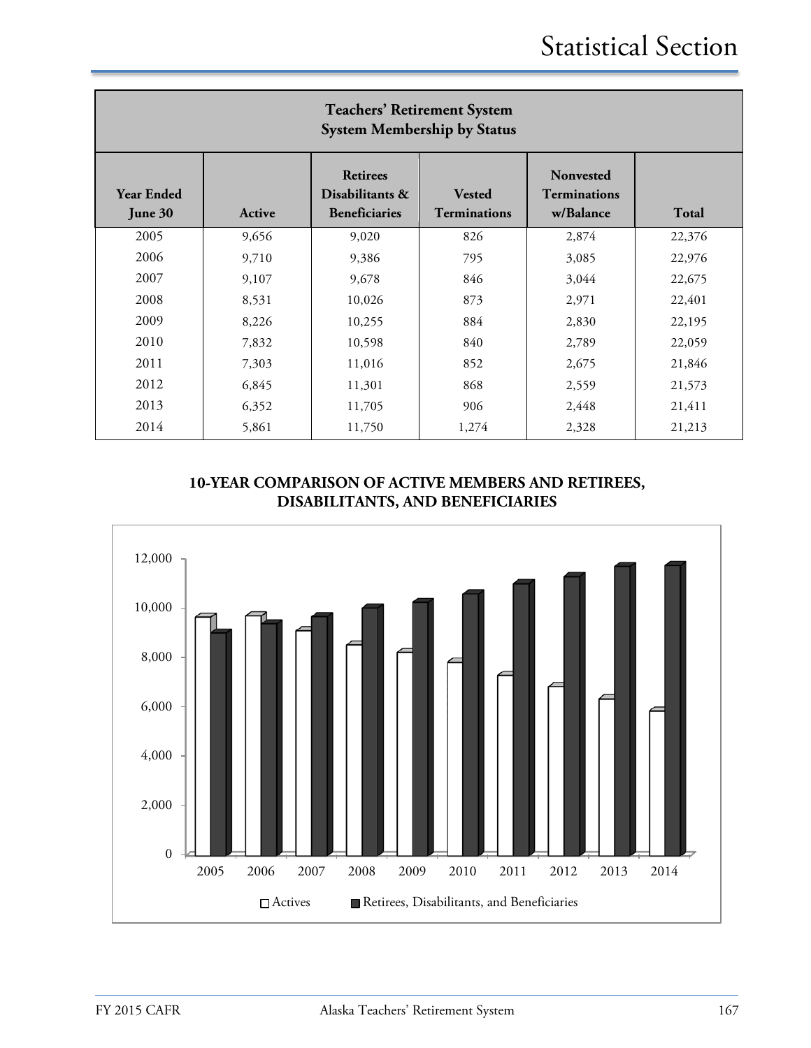# Statistical Section

| Teachers' Retirement System<br>System Membership by Status | | | | | |
|---|---|---|---|---|---|
| **Year Ended June 30** | **Active** | **Retirees Disabilitants & Beneficiaries** | **Vested Terminations** | **Nonvested Terminations w/Balance** | **Total** |
| 2005 | 9,656 | 9,020 | 826 | 2,874 | 22,376 |
| 2006 | 9,710 | 9,386 | 795 | 3,085 | 22,976 |
| 2007 | 9,107 | 9,678 | 846 | 3,044 | 22,675 |
| 2008 | 8,531 | 10,026 | 873 | 2,971 | 22,401 |
| 2009 | 8,226 | 10,255 | 884 | 2,830 | 22,195 |
| 2010 | 7,832 | 10,598 | 840 | 2,789 | 22,059 |
| 2011 | 7,303 | 11,016 | 852 | 2,675 | 21,846 |
| 2012 | 6,845 | 11,301 | 868 | 2,559 | 21,573 |
| 2013 | 6,352 | 11,705 | 906 | 2,448 | 21,411 |
| 2014 | 5,861 | 11,750 | 1,274 | 2,328 | 21,213 |

**10-YEAR COMPARISON OF ACTIVE MEMBERS AND RETIREES, DISABILITANTS, AND BENEFICIARIES**

| Year | Actives | Retirees, Disabilitants, and Beneficiaries |
|---|---|---|
| 2005 | 9,656 | 9,020 |
| 2006 | 9,710 | 9,386 |
| 2007 | 9,107 | 9,678 |
| 2008 | 8,531 | 10,026 |
| 2009 | 8,226 | 10,255 |
| 2010 | 7,832 | 10,598 |
| 2011 | 7,303 | 11,016 |
| 2012 | 6,845 | 11,301 |
| 2013 | 6,352 | 11,705 |
| 2014 | 5,861 | 11,750 |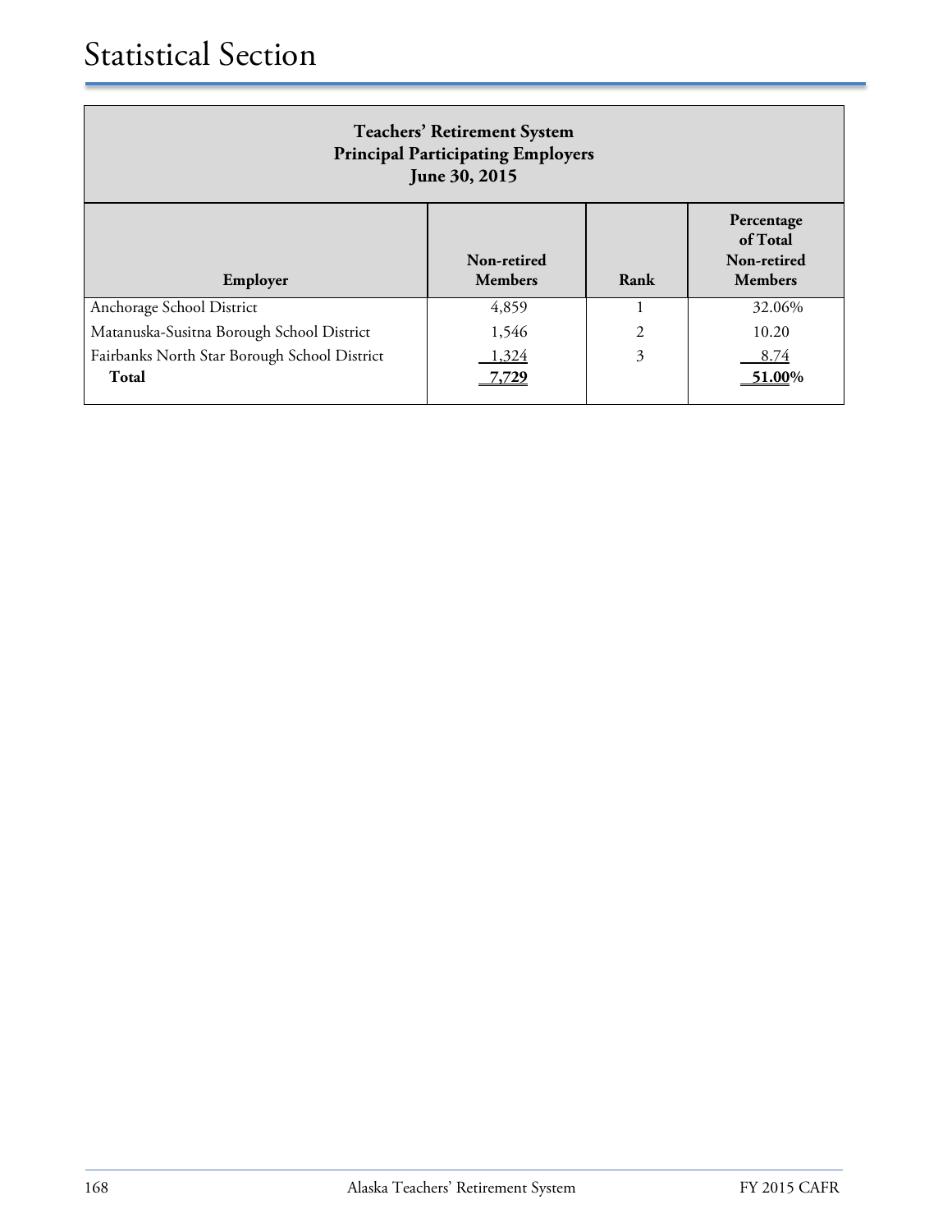# Statistical Section

| **Teachers' Retirement System<br>Principal Participating Employers<br>June 30, 2015** | | | |
|---|---|---|---|
| **Employer** | **Non-retired Members** | **Rank** | **Percentage of Total Non-retired Members** |
| Anchorage School District | 4,859 | 1 | 32.06% |
| Matanuska-Susitna Borough School District | 1,546 | 2 | 10.20 |
| Fairbanks North Star Borough School District | 1,324 | 3 | 8.74 |
| **Total** | **7,729** | | **51.00%** |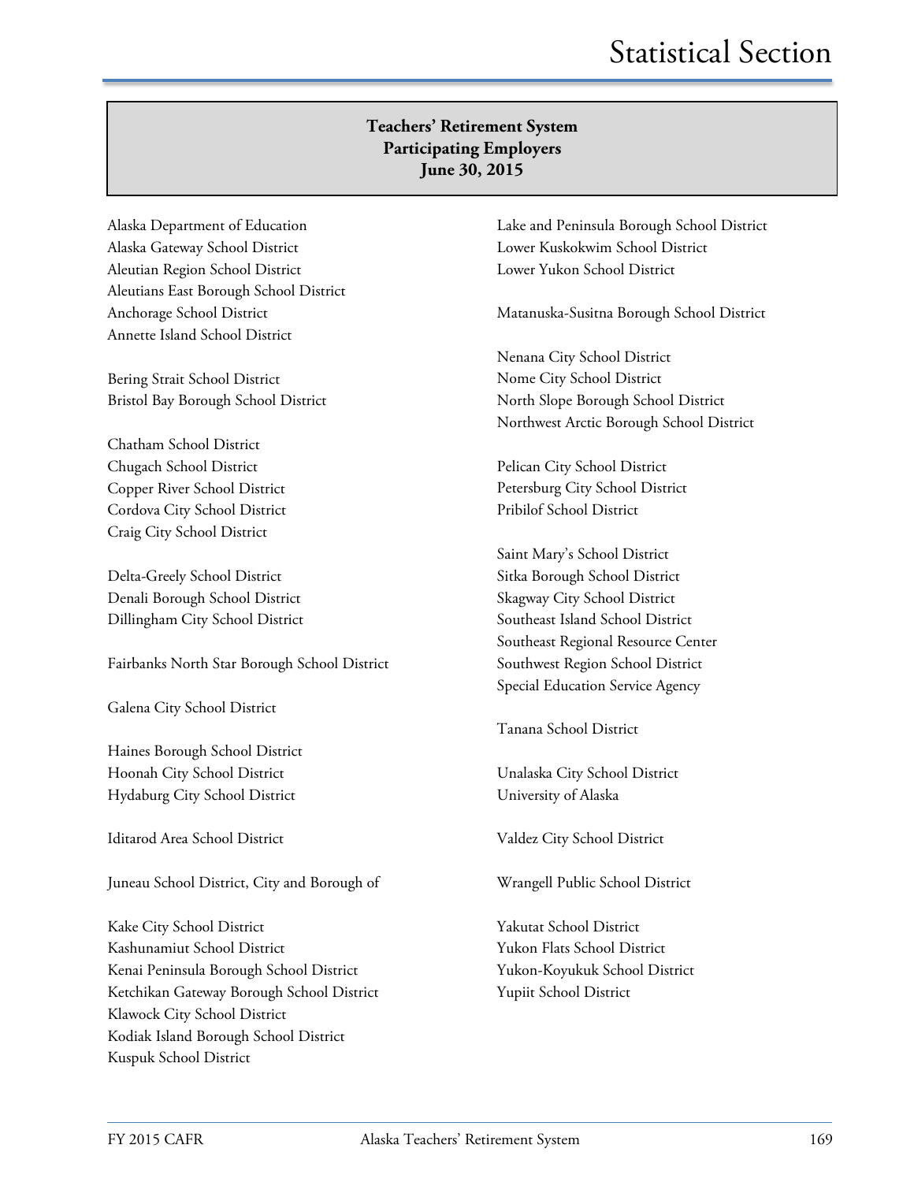## Teachers' Retirement System Participating Employers June 30, 2015

Alaska Department of Education
Alaska Gateway School District
Aleutian Region School District
Aleutians East Borough School District
Anchorage School District
Annette Island School District

Bering Strait School District
Bristol Bay Borough School District

Chatham School District
Chugach School District
Copper River School District
Cordova City School District
Craig City School District

Delta-Greely School District
Denali Borough School District
Dillingham City School District

Fairbanks North Star Borough School District

Galena City School District

Haines Borough School District
Hoonah City School District
Hydaburg City School District

Iditarod Area School District

Juneau School District, City and Borough of

Kake City School District
Kashunamiut School District
Kenai Peninsula Borough School District
Ketchikan Gateway Borough School District
Klawock City School District
Kodiak Island Borough School District
Kuspuk School District

Lake and Peninsula Borough School District
Lower Kuskokwim School District
Lower Yukon School District

Matanuska-Susitna Borough School District

Nenana City School District
Nome City School District
North Slope Borough School District
Northwest Arctic Borough School District

Pelican City School District
Petersburg City School District
Pribilof School District

Saint Mary's School District
Sitka Borough School District
Skagway City School District
Southeast Island School District
Southeast Regional Resource Center
Southwest Region School District
Special Education Service Agency

Tanana School District

Unalaska City School District
University of Alaska

Valdez City School District

Wrangell Public School District

Yakutat School District
Yukon Flats School District
Yukon-Koyukuk School District
Yupiit School District